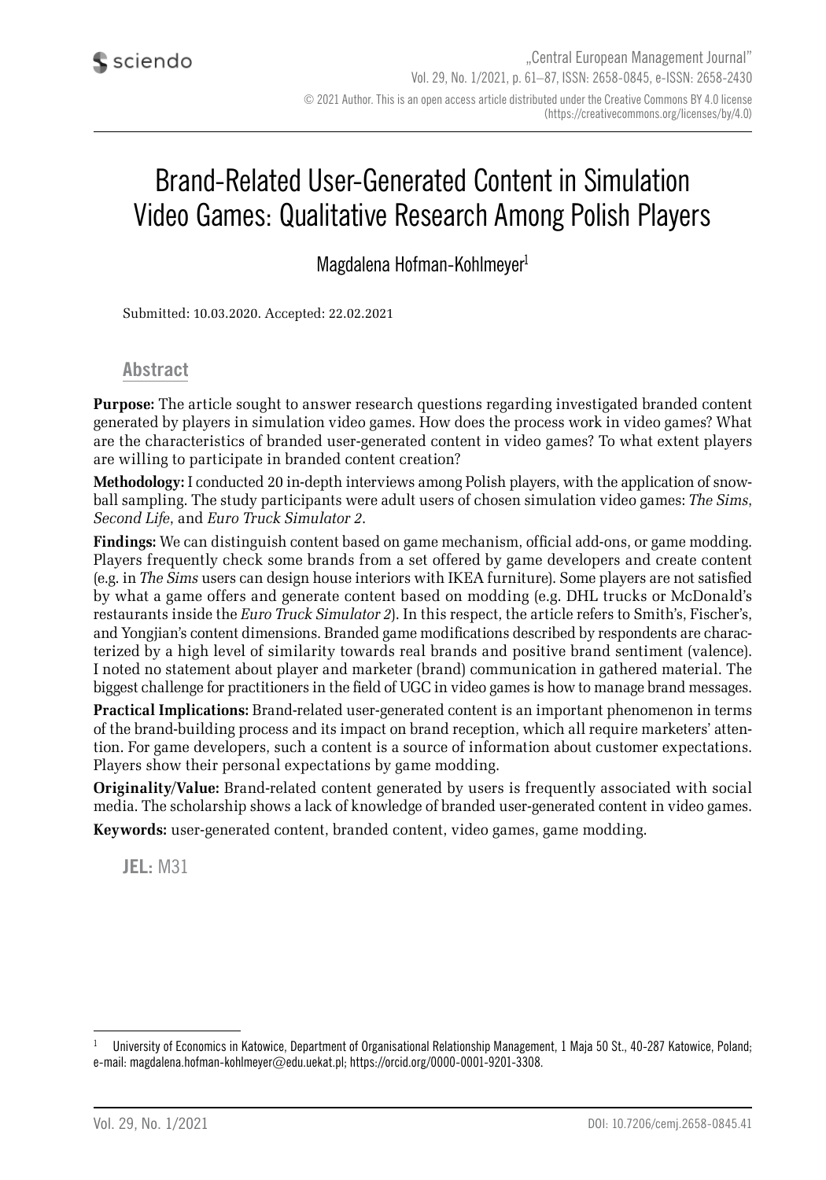# Brand-Related User-Generated Content in Simulation Video Games: Qualitative Research Among Polish Players

Magdalena Hofman-Kohlmeyer[1]

Submitted: 10.03.2020. Accepted: 22.02.2021

## Abstract

**Purpose:** The article sought to answer research questions regarding investigated branded content generated by players in simulation video games. How does the process work in video games? What are the characteristics of branded user-generated content in video games? To what extent players are willing to participate in branded content creation?

**Methodology:** I conducted 20 in-depth interviews among Polish players, with the application of snowball sampling. The study participants were adult users of chosen simulation video games: *The Sims*, *Second Life*, and *Euro Truck Simulator 2*.

**Findings:** We can distinguish content based on game mechanism, official add-ons, or game modding. Players frequently check some brands from a set offered by game developers and create content (e.g. in *The Sims* users can design house interiors with IKEA furniture). Some players are not satisfied by what a game offers and generate content based on modding (e.g. DHL trucks or McDonald's restaurants inside the *Euro Truck Simulator 2*). In this respect, the article refers to Smith's, Fischer's, and Yongjian's content dimensions. Branded game modifications described by respondents are characterized by a high level of similarity towards real brands and positive brand sentiment (valence). I noted no statement about player and marketer (brand) communication in gathered material. The biggest challenge for practitioners in the field of UGC in video games is how to manage brand messages.

**Practical Implications:** Brand-related user-generated content is an important phenomenon in terms of the brand-building process and its impact on brand reception, which all require marketers' attention. For game developers, such a content is a source of information about customer expectations. Players show their personal expectations by game modding.

**Originality/Value:** Brand-related content generated by users is frequently associated with social media. The scholarship shows a lack of knowledge of branded user-generated content in video games.

**Keywords:** user-generated content, branded content, video games, game modding.

**JEL:** M31

[1] University of Economics in Katowice, Department of Organisational Relationship Management, 1 Maja 50 St., 40-287 Katowice, Poland; e-mail: magdalena.hofman-kohlmeyer@edu.uekat.pl; https://orcid.org/0000-0001-9201-3308.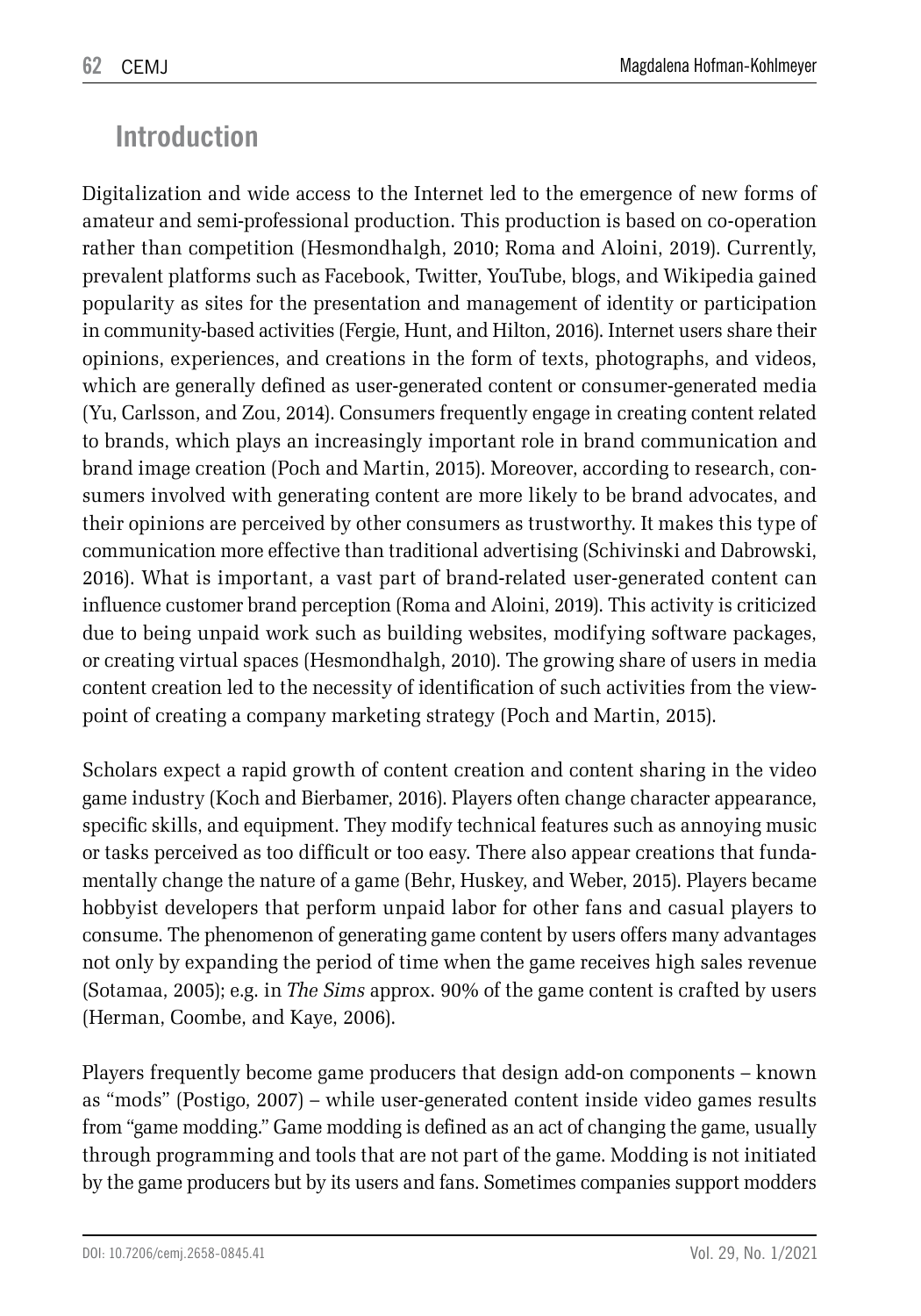## Introduction

Digitalization and wide access to the Internet led to the emergence of new forms of amateur and semi-professional production. This production is based on co-operation rather than competition (Hesmondhalgh, 2010; Roma and Aloini, 2019). Currently, prevalent platforms such as Facebook, Twitter, YouTube, blogs, and Wikipedia gained popularity as sites for the presentation and management of identity or participation in community-based activities (Fergie, Hunt, and Hilton, 2016). Internet users share their opinions, experiences, and creations in the form of texts, photographs, and videos, which are generally defined as user-generated content or consumer-generated media (Yu, Carlsson, and Zou, 2014). Consumers frequently engage in creating content related to brands, which plays an increasingly important role in brand communication and brand image creation (Poch and Martin, 2015). Moreover, according to research, consumers involved with generating content are more likely to be brand advocates, and their opinions are perceived by other consumers as trustworthy. It makes this type of communication more effective than traditional advertising (Schivinski and Dabrowski, 2016). What is important, a vast part of brand-related user-generated content can influence customer brand perception (Roma and Aloini, 2019). This activity is criticized due to being unpaid work such as building websites, modifying software packages, or creating virtual spaces (Hesmondhalgh, 2010). The growing share of users in media content creation led to the necessity of identification of such activities from the viewpoint of creating a company marketing strategy (Poch and Martin, 2015).

Scholars expect a rapid growth of content creation and content sharing in the video game industry (Koch and Bierbamer, 2016). Players often change character appearance, specific skills, and equipment. They modify technical features such as annoying music or tasks perceived as too difficult or too easy. There also appear creations that fundamentally change the nature of a game (Behr, Huskey, and Weber, 2015). Players became hobbyist developers that perform unpaid labor for other fans and casual players to consume. The phenomenon of generating game content by users offers many advantages not only by expanding the period of time when the game receives high sales revenue (Sotamaa, 2005); e.g. in *The Sims* approx. 90% of the game content is crafted by users (Herman, Coombe, and Kaye, 2006).

Players frequently become game producers that design add-on components – known as "mods" (Postigo, 2007) – while user-generated content inside video games results from "game modding." Game modding is defined as an act of changing the game, usually through programming and tools that are not part of the game. Modding is not initiated by the game producers but by its users and fans. Sometimes companies support modders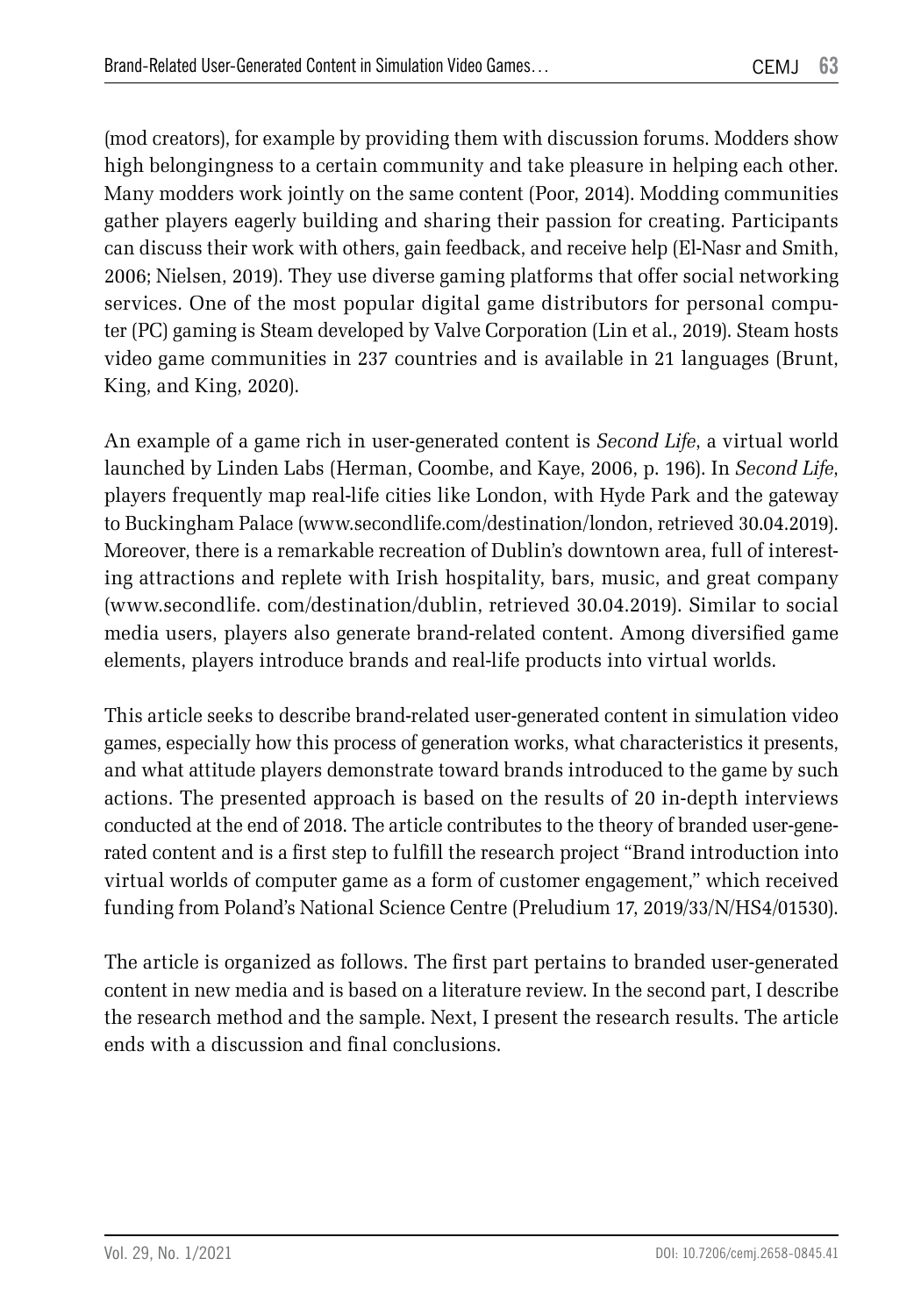(mod creators), for example by providing them with discussion forums. Modders show high belongingness to a certain community and take pleasure in helping each other. Many modders work jointly on the same content (Poor, 2014). Modding communities gather players eagerly building and sharing their passion for creating. Participants can discuss their work with others, gain feedback, and receive help (El-Nasr and Smith, 2006; Nielsen, 2019). They use diverse gaming platforms that offer social networking services. One of the most popular digital game distributors for personal computer (PC) gaming is Steam developed by Valve Corporation (Lin et al., 2019). Steam hosts video game communities in 237 countries and is available in 21 languages (Brunt, King, and King, 2020).

An example of a game rich in user-generated content is *Second Life*, a virtual world launched by Linden Labs (Herman, Coombe, and Kaye, 2006, p. 196). In *Second Life*, players frequently map real-life cities like London, with Hyde Park and the gateway to Buckingham Palace (www.secondlife.com/destination/london, retrieved 30.04.2019). Moreover, there is a remarkable recreation of Dublin's downtown area, full of interesting attractions and replete with Irish hospitality, bars, music, and great company (www.secondlife. com/destination/dublin, retrieved 30.04.2019). Similar to social media users, players also generate brand-related content. Among diversified game elements, players introduce brands and real-life products into virtual worlds.

This article seeks to describe brand-related user-generated content in simulation video games, especially how this process of generation works, what characteristics it presents, and what attitude players demonstrate toward brands introduced to the game by such actions. The presented approach is based on the results of 20 in-depth interviews conducted at the end of 2018. The article contributes to the theory of branded user-generated content and is a first step to fulfill the research project "Brand introduction into virtual worlds of computer game as a form of customer engagement," which received funding from Poland's National Science Centre (Preludium 17, 2019/33/N/HS4/01530).

The article is organized as follows. The first part pertains to branded user-generated content in new media and is based on a literature review. In the second part, I describe the research method and the sample. Next, I present the research results. The article ends with a discussion and final conclusions.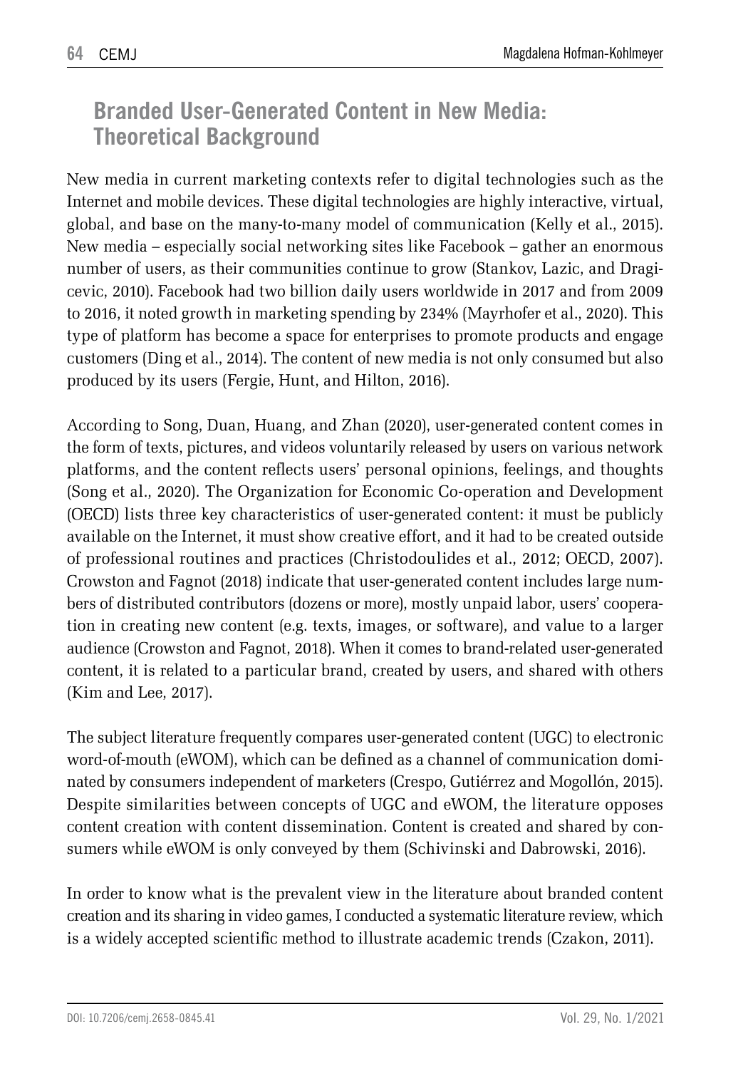## Branded User-Generated Content in New Media: Theoretical Background

New media in current marketing contexts refer to digital technologies such as the Internet and mobile devices. These digital technologies are highly interactive, virtual, global, and base on the many-to-many model of communication (Kelly et al., 2015). New media – especially social networking sites like Facebook – gather an enormous number of users, as their communities continue to grow (Stankov, Lazic, and Dragicevic, 2010). Facebook had two billion daily users worldwide in 2017 and from 2009 to 2016, it noted growth in marketing spending by 234% (Mayrhofer et al., 2020). This type of platform has become a space for enterprises to promote products and engage customers (Ding et al., 2014). The content of new media is not only consumed but also produced by its users (Fergie, Hunt, and Hilton, 2016).

According to Song, Duan, Huang, and Zhan (2020), user-generated content comes in the form of texts, pictures, and videos voluntarily released by users on various network platforms, and the content reflects users' personal opinions, feelings, and thoughts (Song et al., 2020). The Organization for Economic Co-operation and Development (OECD) lists three key characteristics of user-generated content: it must be publicly available on the Internet, it must show creative effort, and it had to be created outside of professional routines and practices (Christodoulides et al., 2012; OECD, 2007). Crowston and Fagnot (2018) indicate that user-generated content includes large numbers of distributed contributors (dozens or more), mostly unpaid labor, users' cooperation in creating new content (e.g. texts, images, or software), and value to a larger audience (Crowston and Fagnot, 2018). When it comes to brand-related user-generated content, it is related to a particular brand, created by users, and shared with others (Kim and Lee, 2017).

The subject literature frequently compares user-generated content (UGC) to electronic word-of-mouth (eWOM), which can be defined as a channel of communication dominated by consumers independent of marketers (Crespo, Gutiérrez and Mogollón, 2015). Despite similarities between concepts of UGC and eWOM, the literature opposes content creation with content dissemination. Content is created and shared by consumers while eWOM is only conveyed by them (Schivinski and Dabrowski, 2016).

In order to know what is the prevalent view in the literature about branded content creation and its sharing in video games, I conducted a systematic literature review, which is a widely accepted scientific method to illustrate academic trends (Czakon, 2011).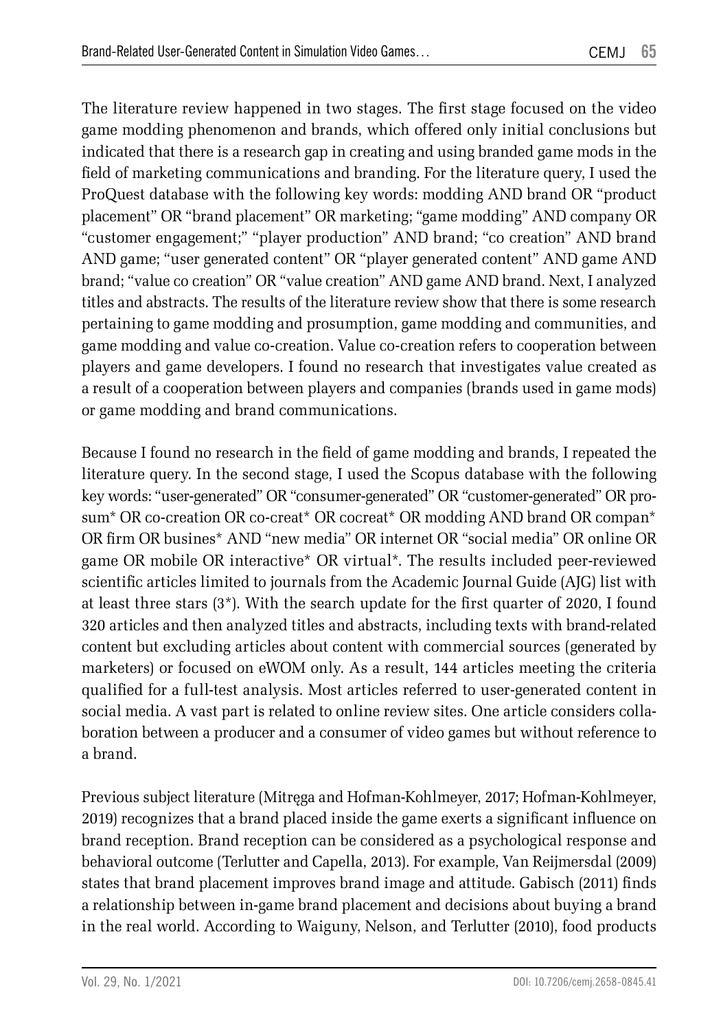The literature review happened in two stages. The first stage focused on the video game modding phenomenon and brands, which offered only initial conclusions but indicated that there is a research gap in creating and using branded game mods in the field of marketing communications and branding. For the literature query, I used the ProQuest database with the following key words: modding AND brand OR "product placement" OR "brand placement" OR marketing; "game modding" AND company OR "customer engagement;" "player production" AND brand; "co creation" AND brand AND game; "user generated content" OR "player generated content" AND game AND brand; "value co creation" OR "value creation" AND game AND brand. Next, I analyzed titles and abstracts. The results of the literature review show that there is some research pertaining to game modding and prosumption, game modding and communities, and game modding and value co-creation. Value co-creation refers to cooperation between players and game developers. I found no research that investigates value created as a result of a cooperation between players and companies (brands used in game mods) or game modding and brand communications.

Because I found no research in the field of game modding and brands, I repeated the literature query. In the second stage, I used the Scopus database with the following key words: "user-generated" OR "consumer-generated" OR "customer-generated" OR prosum* OR co-creation OR co-creat* OR cocreat* OR modding AND brand OR compan* OR firm OR busines* AND "new media" OR internet OR "social media" OR online OR game OR mobile OR interactive* OR virtual*. The results included peer-reviewed scientific articles limited to journals from the Academic Journal Guide (AJG) list with at least three stars (3*). With the search update for the first quarter of 2020, I found 320 articles and then analyzed titles and abstracts, including texts with brand-related content but excluding articles about content with commercial sources (generated by marketers) or focused on eWOM only. As a result, 144 articles meeting the criteria qualified for a full-test analysis. Most articles referred to user-generated content in social media. A vast part is related to online review sites. One article considers collaboration between a producer and a consumer of video games but without reference to a brand.

Previous subject literature (Mitręga and Hofman-Kohlmeyer, 2017; Hofman-Kohlmeyer, 2019) recognizes that a brand placed inside the game exerts a significant influence on brand reception. Brand reception can be considered as a psychological response and behavioral outcome (Terlutter and Capella, 2013). For example, Van Reijmersdal (2009) states that brand placement improves brand image and attitude. Gabisch (2011) finds a relationship between in-game brand placement and decisions about buying a brand in the real world. According to Waiguny, Nelson, and Terlutter (2010), food products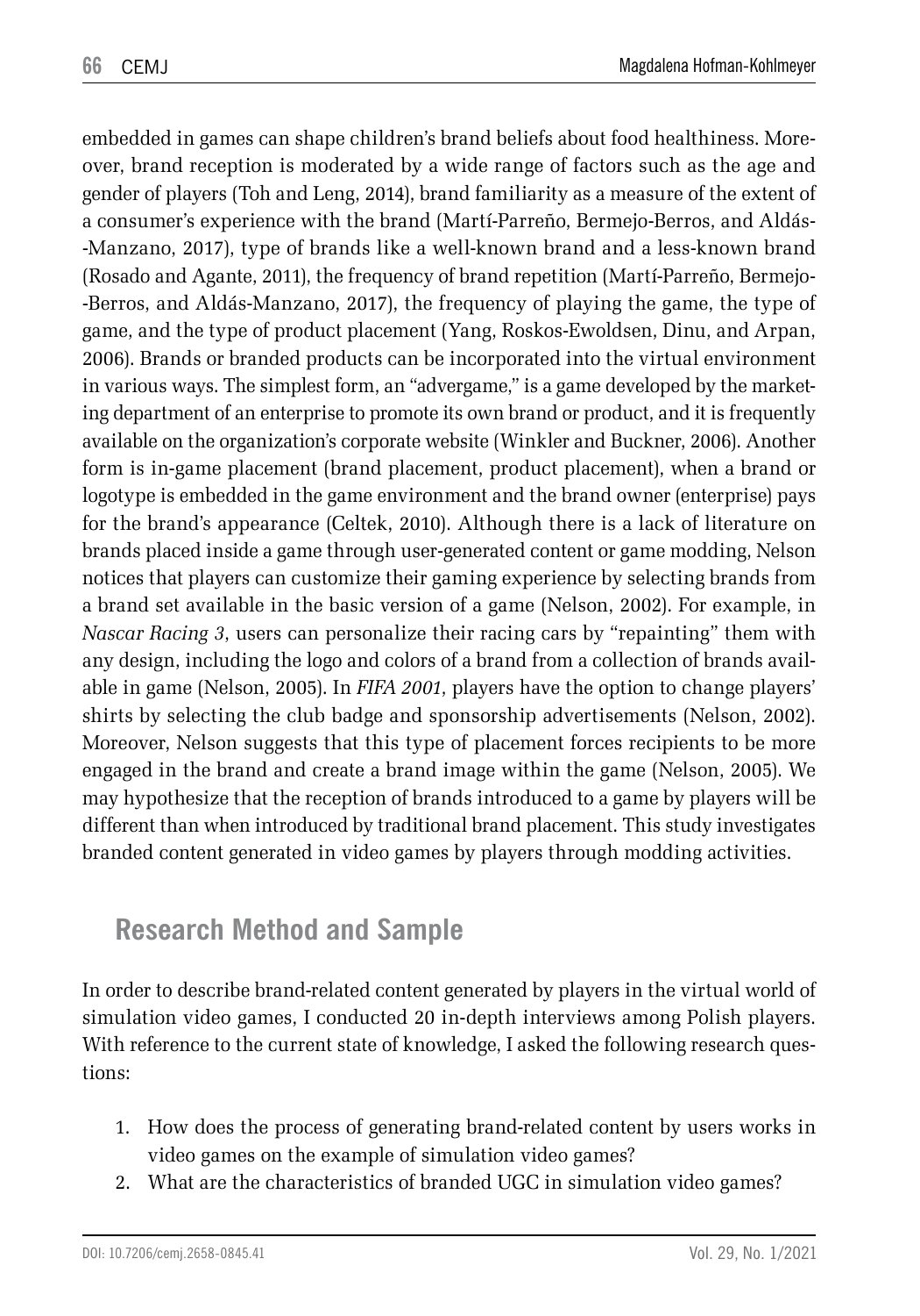embedded in games can shape children's brand beliefs about food healthiness. Moreover, brand reception is moderated by a wide range of factors such as the age and gender of players (Toh and Leng, 2014), brand familiarity as a measure of the extent of a consumer's experience with the brand (Martí-Parreño, Bermejo-Berros, and Aldás-Manzano, 2017), type of brands like a well-known brand and a less-known brand (Rosado and Agante, 2011), the frequency of brand repetition (Martí-Parreño, Bermejo-Berros, and Aldás-Manzano, 2017), the frequency of playing the game, the type of game, and the type of product placement (Yang, Roskos-Ewoldsen, Dinu, and Arpan, 2006). Brands or branded products can be incorporated into the virtual environment in various ways. The simplest form, an "advergame," is a game developed by the marketing department of an enterprise to promote its own brand or product, and it is frequently available on the organization's corporate website (Winkler and Buckner, 2006). Another form is in-game placement (brand placement, product placement), when a brand or logotype is embedded in the game environment and the brand owner (enterprise) pays for the brand's appearance (Celtek, 2010). Although there is a lack of literature on brands placed inside a game through user-generated content or game modding, Nelson notices that players can customize their gaming experience by selecting brands from a brand set available in the basic version of a game (Nelson, 2002). For example, in *Nascar Racing 3*, users can personalize their racing cars by "repainting" them with any design, including the logo and colors of a brand from a collection of brands available in game (Nelson, 2005). In *FIFA 2001*, players have the option to change players' shirts by selecting the club badge and sponsorship advertisements (Nelson, 2002). Moreover, Nelson suggests that this type of placement forces recipients to be more engaged in the brand and create a brand image within the game (Nelson, 2005). We may hypothesize that the reception of brands introduced to a game by players will be different than when introduced by traditional brand placement. This study investigates branded content generated in video games by players through modding activities.

## Research Method and Sample

In order to describe brand-related content generated by players in the virtual world of simulation video games, I conducted 20 in-depth interviews among Polish players. With reference to the current state of knowledge, I asked the following research questions:

1. How does the process of generating brand-related content by users works in video games on the example of simulation video games?
2. What are the characteristics of branded UGC in simulation video games?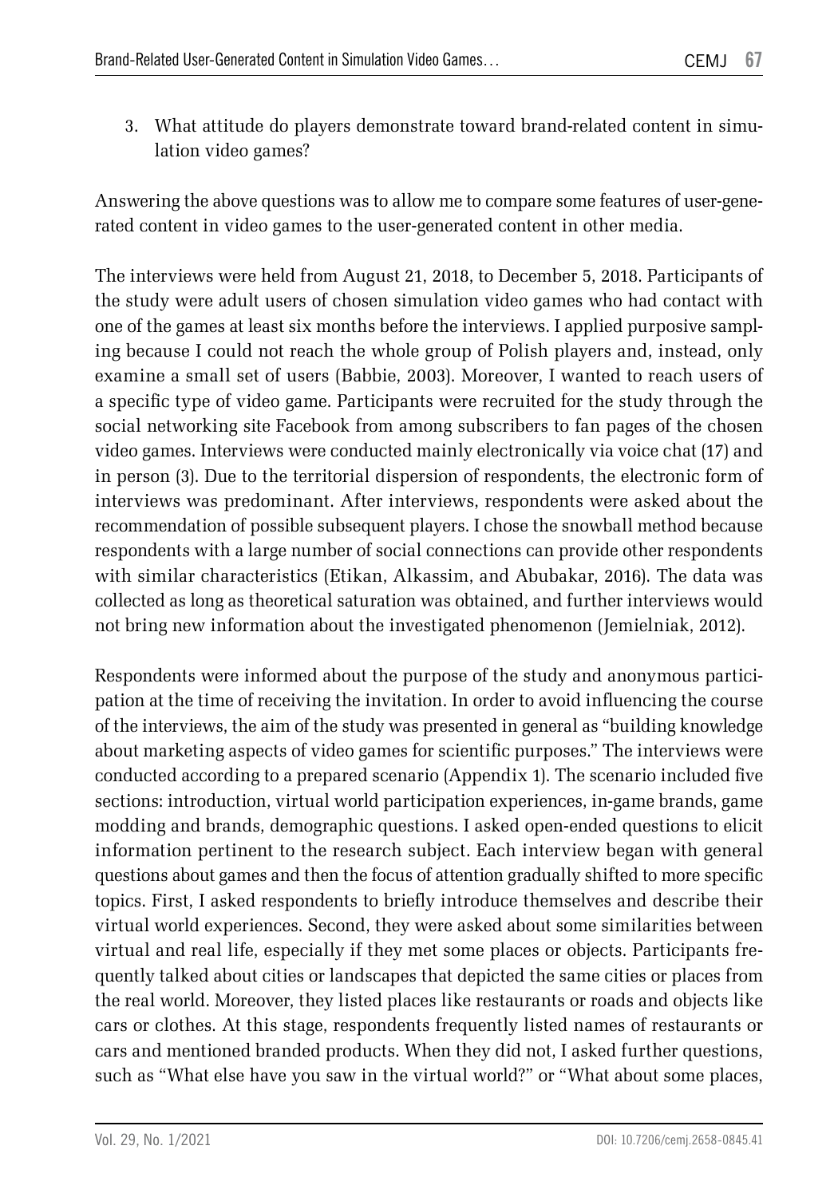3. What attitude do players demonstrate toward brand-related content in simulation video games?

Answering the above questions was to allow me to compare some features of user-generated content in video games to the user-generated content in other media.

The interviews were held from August 21, 2018, to December 5, 2018. Participants of the study were adult users of chosen simulation video games who had contact with one of the games at least six months before the interviews. I applied purposive sampling because I could not reach the whole group of Polish players and, instead, only examine a small set of users (Babbie, 2003). Moreover, I wanted to reach users of a specific type of video game. Participants were recruited for the study through the social networking site Facebook from among subscribers to fan pages of the chosen video games. Interviews were conducted mainly electronically via voice chat (17) and in person (3). Due to the territorial dispersion of respondents, the electronic form of interviews was predominant. After interviews, respondents were asked about the recommendation of possible subsequent players. I chose the snowball method because respondents with a large number of social connections can provide other respondents with similar characteristics (Etikan, Alkassim, and Abubakar, 2016). The data was collected as long as theoretical saturation was obtained, and further interviews would not bring new information about the investigated phenomenon (Jemielniak, 2012).

Respondents were informed about the purpose of the study and anonymous participation at the time of receiving the invitation. In order to avoid influencing the course of the interviews, the aim of the study was presented in general as "building knowledge about marketing aspects of video games for scientific purposes." The interviews were conducted according to a prepared scenario (Appendix 1). The scenario included five sections: introduction, virtual world participation experiences, in-game brands, game modding and brands, demographic questions. I asked open-ended questions to elicit information pertinent to the research subject. Each interview began with general questions about games and then the focus of attention gradually shifted to more specific topics. First, I asked respondents to briefly introduce themselves and describe their virtual world experiences. Second, they were asked about some similarities between virtual and real life, especially if they met some places or objects. Participants frequently talked about cities or landscapes that depicted the same cities or places from the real world. Moreover, they listed places like restaurants or roads and objects like cars or clothes. At this stage, respondents frequently listed names of restaurants or cars and mentioned branded products. When they did not, I asked further questions, such as "What else have you saw in the virtual world?" or "What about some places,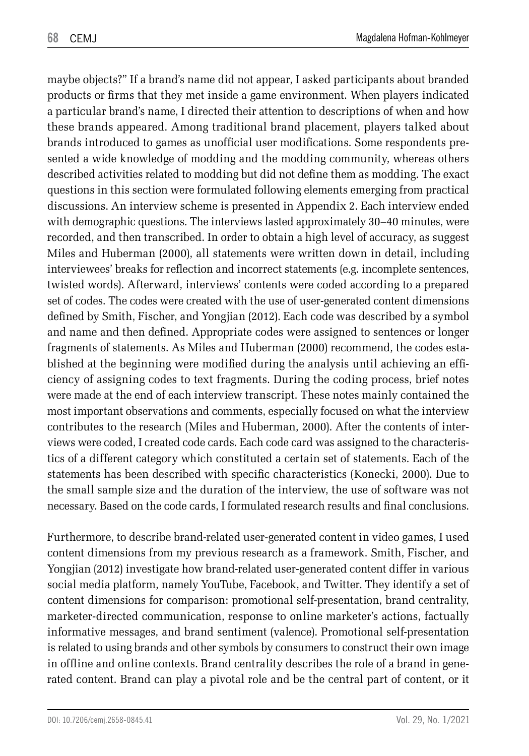maybe objects?" If a brand's name did not appear, I asked participants about branded products or firms that they met inside a game environment. When players indicated a particular brand's name, I directed their attention to descriptions of when and how these brands appeared. Among traditional brand placement, players talked about brands introduced to games as unofficial user modifications. Some respondents presented a wide knowledge of modding and the modding community, whereas others described activities related to modding but did not define them as modding. The exact questions in this section were formulated following elements emerging from practical discussions. An interview scheme is presented in Appendix 2. Each interview ended with demographic questions. The interviews lasted approximately 30–40 minutes, were recorded, and then transcribed. In order to obtain a high level of accuracy, as suggest Miles and Huberman (2000), all statements were written down in detail, including interviewees' breaks for reflection and incorrect statements (e.g. incomplete sentences, twisted words). Afterward, interviews' contents were coded according to a prepared set of codes. The codes were created with the use of user-generated content dimensions defined by Smith, Fischer, and Yongjian (2012). Each code was described by a symbol and name and then defined. Appropriate codes were assigned to sentences or longer fragments of statements. As Miles and Huberman (2000) recommend, the codes established at the beginning were modified during the analysis until achieving an efficiency of assigning codes to text fragments. During the coding process, brief notes were made at the end of each interview transcript. These notes mainly contained the most important observations and comments, especially focused on what the interview contributes to the research (Miles and Huberman, 2000). After the contents of interviews were coded, I created code cards. Each code card was assigned to the characteristics of a different category which constituted a certain set of statements. Each of the statements has been described with specific characteristics (Konecki, 2000). Due to the small sample size and the duration of the interview, the use of software was not necessary. Based on the code cards, I formulated research results and final conclusions.

Furthermore, to describe brand-related user-generated content in video games, I used content dimensions from my previous research as a framework. Smith, Fischer, and Yongjian (2012) investigate how brand-related user-generated content differ in various social media platform, namely YouTube, Facebook, and Twitter. They identify a set of content dimensions for comparison: promotional self-presentation, brand centrality, marketer-directed communication, response to online marketer's actions, factually informative messages, and brand sentiment (valence). Promotional self-presentation is related to using brands and other symbols by consumers to construct their own image in offline and online contexts. Brand centrality describes the role of a brand in generated content. Brand can play a pivotal role and be the central part of content, or it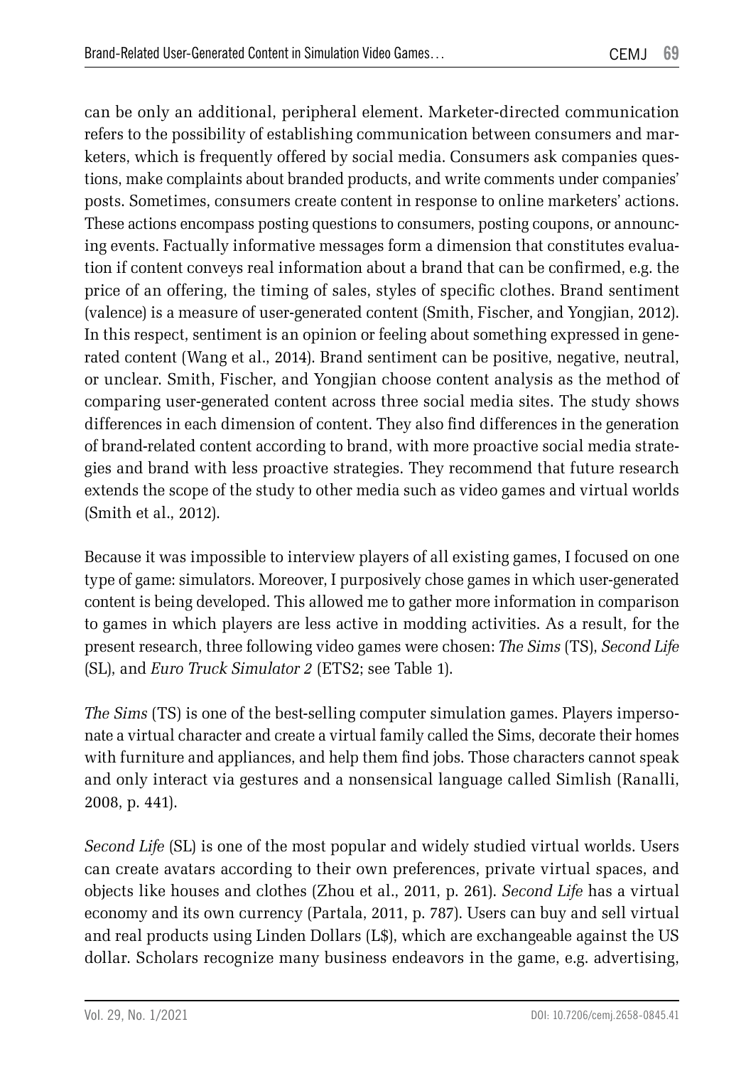can be only an additional, peripheral element. Marketer-directed communication refers to the possibility of establishing communication between consumers and marketers, which is frequently offered by social media. Consumers ask companies questions, make complaints about branded products, and write comments under companies' posts. Sometimes, consumers create content in response to online marketers' actions. These actions encompass posting questions to consumers, posting coupons, or announcing events. Factually informative messages form a dimension that constitutes evaluation if content conveys real information about a brand that can be confirmed, e.g. the price of an offering, the timing of sales, styles of specific clothes. Brand sentiment (valence) is a measure of user-generated content (Smith, Fischer, and Yongjian, 2012). In this respect, sentiment is an opinion or feeling about something expressed in generated content (Wang et al., 2014). Brand sentiment can be positive, negative, neutral, or unclear. Smith, Fischer, and Yongjian choose content analysis as the method of comparing user-generated content across three social media sites. The study shows differences in each dimension of content. They also find differences in the generation of brand-related content according to brand, with more proactive social media strategies and brand with less proactive strategies. They recommend that future research extends the scope of the study to other media such as video games and virtual worlds (Smith et al., 2012).

Because it was impossible to interview players of all existing games, I focused on one type of game: simulators. Moreover, I purposively chose games in which user-generated content is being developed. This allowed me to gather more information in comparison to games in which players are less active in modding activities. As a result, for the present research, three following video games were chosen: *The Sims* (TS), *Second Life* (SL), and *Euro Truck Simulator 2* (ETS2; see Table 1).

*The Sims* (TS) is one of the best-selling computer simulation games. Players impersonate a virtual character and create a virtual family called the Sims, decorate their homes with furniture and appliances, and help them find jobs. Those characters cannot speak and only interact via gestures and a nonsensical language called Simlish (Ranalli, 2008, p. 441).

*Second Life* (SL) is one of the most popular and widely studied virtual worlds. Users can create avatars according to their own preferences, private virtual spaces, and objects like houses and clothes (Zhou et al., 2011, p. 261). *Second Life* has a virtual economy and its own currency (Partala, 2011, p. 787). Users can buy and sell virtual and real products using Linden Dollars (L$), which are exchangeable against the US dollar. Scholars recognize many business endeavors in the game, e.g. advertising,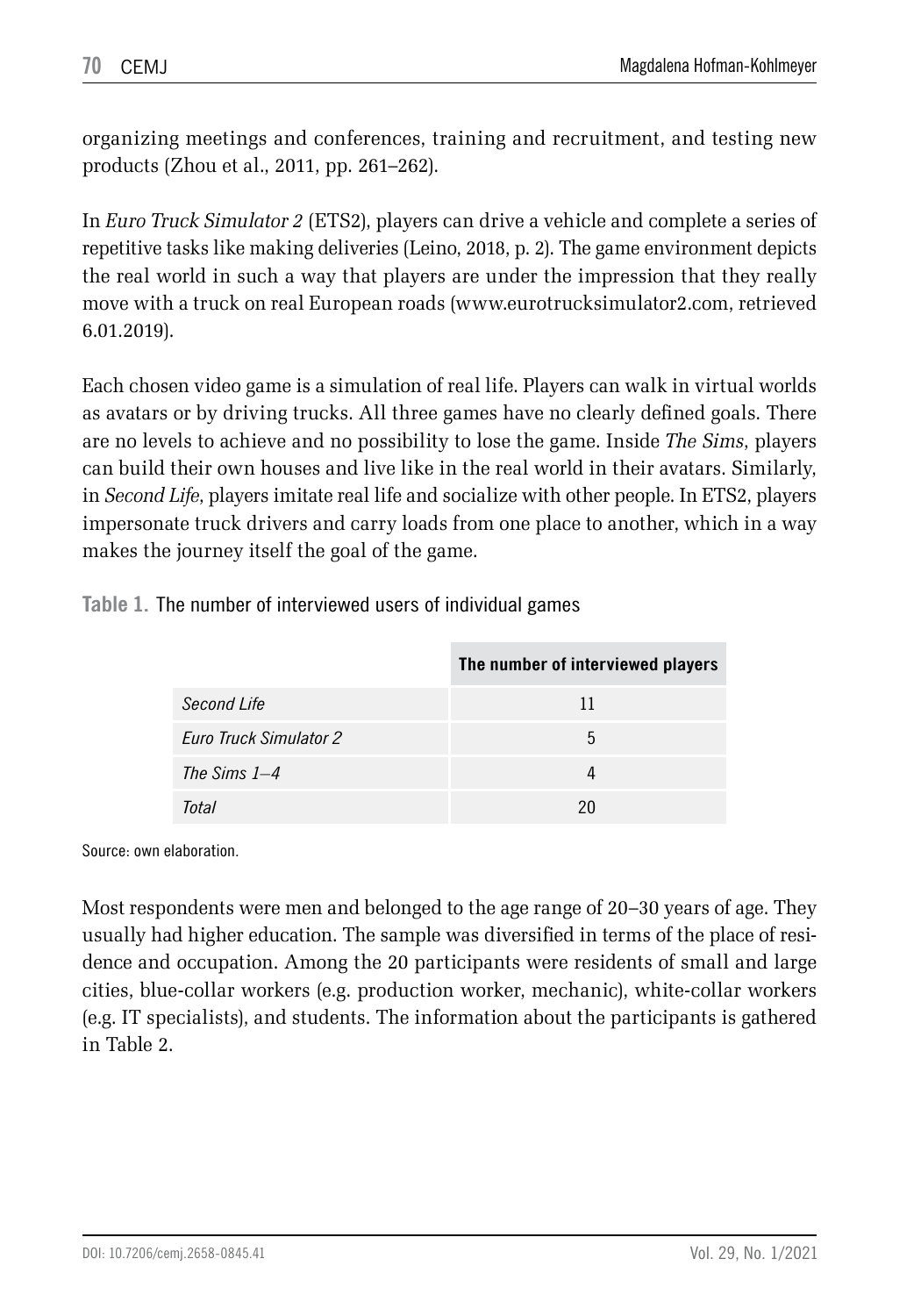organizing meetings and conferences, training and recruitment, and testing new products (Zhou et al., 2011, pp. 261–262).

In *Euro Truck Simulator 2* (ETS2), players can drive a vehicle and complete a series of repetitive tasks like making deliveries (Leino, 2018, p. 2). The game environment depicts the real world in such a way that players are under the impression that they really move with a truck on real European roads (www.eurotrucksimulator2.com, retrieved 6.01.2019).

Each chosen video game is a simulation of real life. Players can walk in virtual worlds as avatars or by driving trucks. All three games have no clearly defined goals. There are no levels to achieve and no possibility to lose the game. Inside *The Sims*, players can build their own houses and live like in the real world in their avatars. Similarly, in *Second Life*, players imitate real life and socialize with other people. In ETS2, players impersonate truck drivers and carry loads from one place to another, which in a way makes the journey itself the goal of the game.

**Table 1.** The number of interviewed users of individual games

| | **The number of interviewed players** |
|---|---|
| *Second Life* | 11 |
| *Euro Truck Simulator 2* | 5 |
| *The Sims 1–4* | 4 |
| *Total* | 20 |

Source: own elaboration.

Most respondents were men and belonged to the age range of 20–30 years of age. They usually had higher education. The sample was diversified in terms of the place of residence and occupation. Among the 20 participants were residents of small and large cities, blue-collar workers (e.g. production worker, mechanic), white-collar workers (e.g. IT specialists), and students. The information about the participants is gathered in Table 2.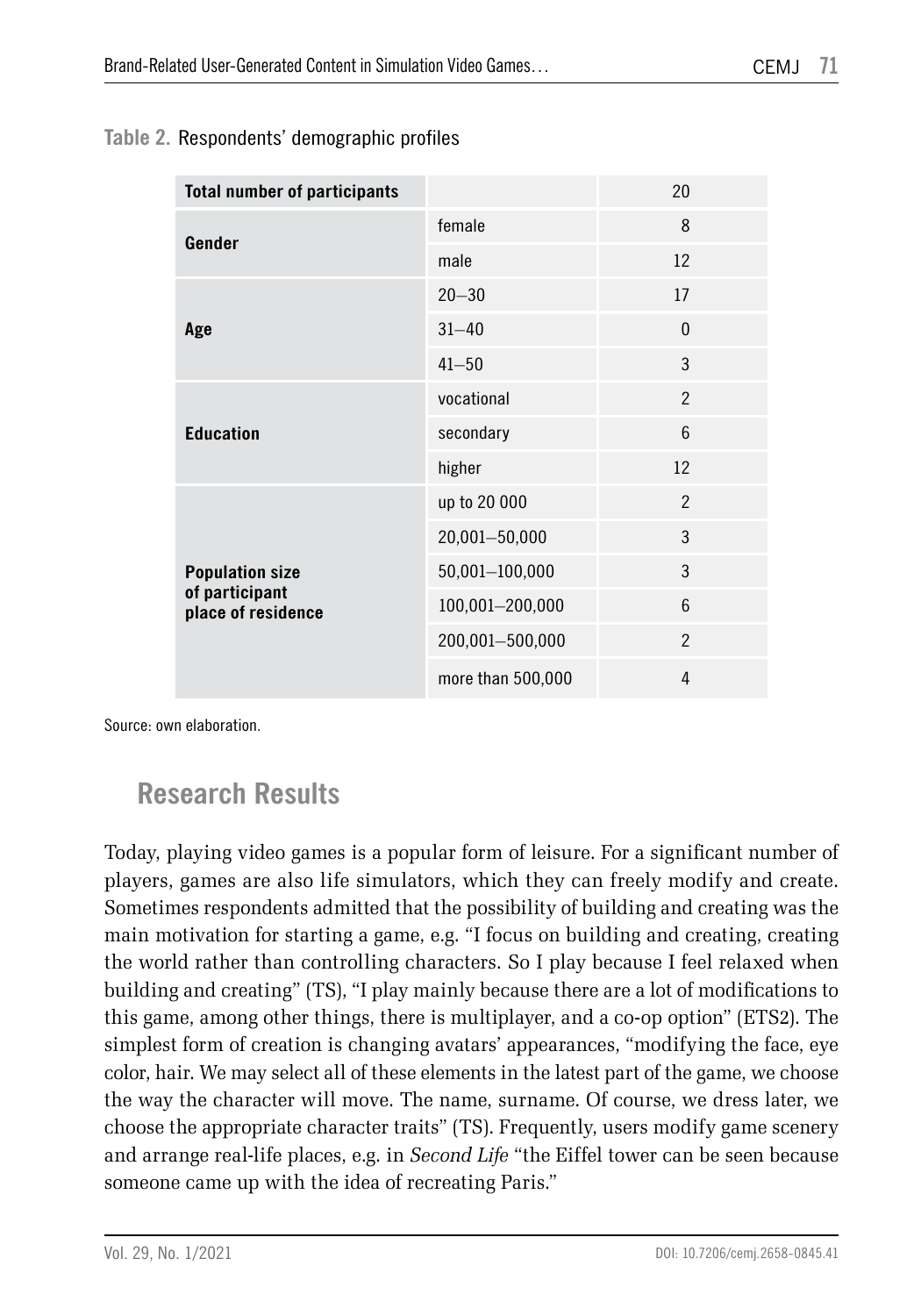**Table 2.** Respondents' demographic profiles

| **Total number of participants** | | 20 |
|---|---|---|
| **Gender** | female | 8 |
| | male | 12 |
| **Age** | 20–30 | 17 |
| | 31–40 | 0 |
| | 41–50 | 3 |
| **Education** | vocational | 2 |
| | secondary | 6 |
| | higher | 12 |
| **Population size of participant place of residence** | up to 20 000 | 2 |
| | 20,001–50,000 | 3 |
| | 50,001–100,000 | 3 |
| | 100,001–200,000 | 6 |
| | 200,001–500,000 | 2 |
| | more than 500,000 | 4 |

Source: own elaboration.

## Research Results

Today, playing video games is a popular form of leisure. For a significant number of players, games are also life simulators, which they can freely modify and create. Sometimes respondents admitted that the possibility of building and creating was the main motivation for starting a game, e.g. "I focus on building and creating, creating the world rather than controlling characters. So I play because I feel relaxed when building and creating" (TS), "I play mainly because there are a lot of modifications to this game, among other things, there is multiplayer, and a co-op option" (ETS2). The simplest form of creation is changing avatars' appearances, "modifying the face, eye color, hair. We may select all of these elements in the latest part of the game, we choose the way the character will move. The name, surname. Of course, we dress later, we choose the appropriate character traits" (TS). Frequently, users modify game scenery and arrange real-life places, e.g. in *Second Life* "the Eiffel tower can be seen because someone came up with the idea of recreating Paris."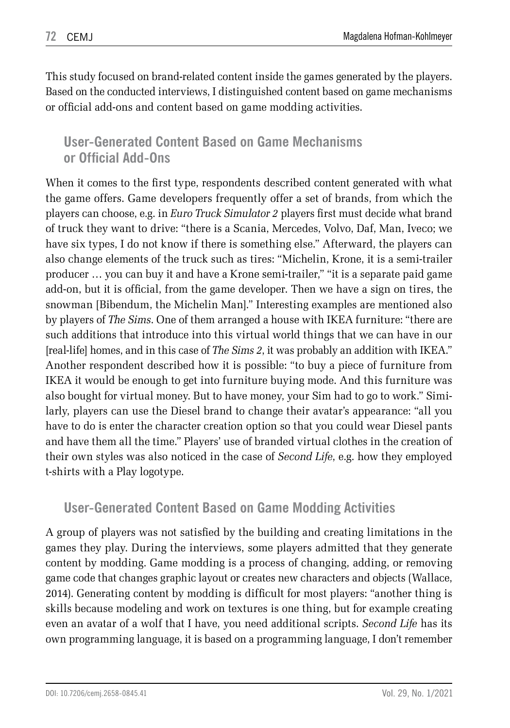This study focused on brand-related content inside the games generated by the players. Based on the conducted interviews, I distinguished content based on game mechanisms or official add-ons and content based on game modding activities.

## User-Generated Content Based on Game Mechanisms or Official Add-Ons

When it comes to the first type, respondents described content generated with what the game offers. Game developers frequently offer a set of brands, from which the players can choose, e.g. in *Euro Truck Simulator 2* players first must decide what brand of truck they want to drive: "there is a Scania, Mercedes, Volvo, Daf, Man, Iveco; we have six types, I do not know if there is something else." Afterward, the players can also change elements of the truck such as tires: "Michelin, Krone, it is a semi-trailer producer … you can buy it and have a Krone semi-trailer," "it is a separate paid game add-on, but it is official, from the game developer. Then we have a sign on tires, the snowman [Bibendum, the Michelin Man]." Interesting examples are mentioned also by players of *The Sims*. One of them arranged a house with IKEA furniture: "there are such additions that introduce into this virtual world things that we can have in our [real-life] homes, and in this case of *The Sims 2*, it was probably an addition with IKEA." Another respondent described how it is possible: "to buy a piece of furniture from IKEA it would be enough to get into furniture buying mode. And this furniture was also bought for virtual money. But to have money, your Sim had to go to work." Similarly, players can use the Diesel brand to change their avatar's appearance: "all you have to do is enter the character creation option so that you could wear Diesel pants and have them all the time." Players' use of branded virtual clothes in the creation of their own styles was also noticed in the case of *Second Life*, e.g. how they employed t-shirts with a Play logotype.

## User-Generated Content Based on Game Modding Activities

A group of players was not satisfied by the building and creating limitations in the games they play. During the interviews, some players admitted that they generate content by modding. Game modding is a process of changing, adding, or removing game code that changes graphic layout or creates new characters and objects (Wallace, 2014). Generating content by modding is difficult for most players: "another thing is skills because modeling and work on textures is one thing, but for example creating even an avatar of a wolf that I have, you need additional scripts. *Second Life* has its own programming language, it is based on a programming language, I don't remember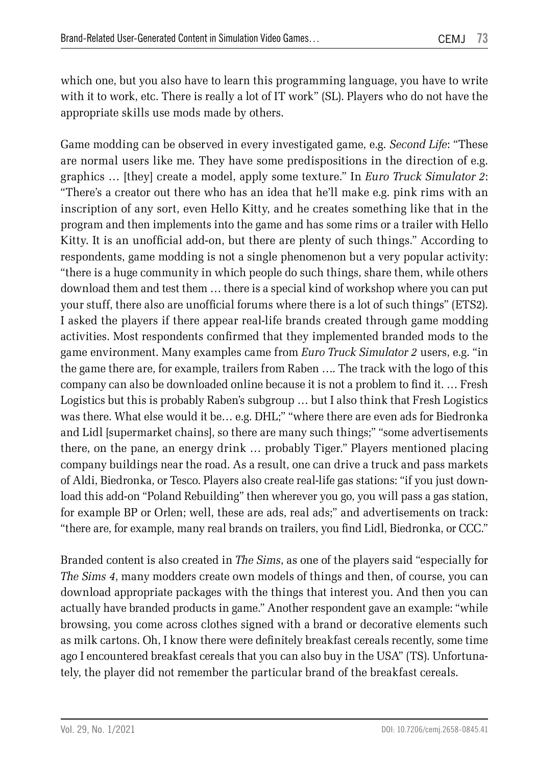which one, but you also have to learn this programming language, you have to write with it to work, etc. There is really a lot of IT work" (SL). Players who do not have the appropriate skills use mods made by others.

Game modding can be observed in every investigated game, e.g. *Second Life*: "These are normal users like me. They have some predispositions in the direction of e.g. graphics … [they] create a model, apply some texture." In *Euro Truck Simulator 2*: "There's a creator out there who has an idea that he'll make e.g. pink rims with an inscription of any sort, even Hello Kitty, and he creates something like that in the program and then implements into the game and has some rims or a trailer with Hello Kitty. It is an unofficial add-on, but there are plenty of such things." According to respondents, game modding is not a single phenomenon but a very popular activity: "there is a huge community in which people do such things, share them, while others download them and test them … there is a special kind of workshop where you can put your stuff, there also are unofficial forums where there is a lot of such things" (ETS2). I asked the players if there appear real-life brands created through game modding activities. Most respondents confirmed that they implemented branded mods to the game environment. Many examples came from *Euro Truck Simulator 2* users, e.g. "in the game there are, for example, trailers from Raben …. The track with the logo of this company can also be downloaded online because it is not a problem to find it. … Fresh Logistics but this is probably Raben's subgroup … but I also think that Fresh Logistics was there. What else would it be… e.g. DHL;" "where there are even ads for Biedronka and Lidl [supermarket chains], so there are many such things;" "some advertisements there, on the pane, an energy drink … probably Tiger." Players mentioned placing company buildings near the road. As a result, one can drive a truck and pass markets of Aldi, Biedronka, or Tesco. Players also create real-life gas stations: "if you just download this add-on "Poland Rebuilding" then wherever you go, you will pass a gas station, for example BP or Orlen; well, these are ads, real ads;" and advertisements on track: "there are, for example, many real brands on trailers, you find Lidl, Biedronka, or CCC."

Branded content is also created in *The Sims*, as one of the players said "especially for *The Sims 4*, many modders create own models of things and then, of course, you can download appropriate packages with the things that interest you. And then you can actually have branded products in game." Another respondent gave an example: "while browsing, you come across clothes signed with a brand or decorative elements such as milk cartons. Oh, I know there were definitely breakfast cereals recently, some time ago I encountered breakfast cereals that you can also buy in the USA" (TS). Unfortunately, the player did not remember the particular brand of the breakfast cereals.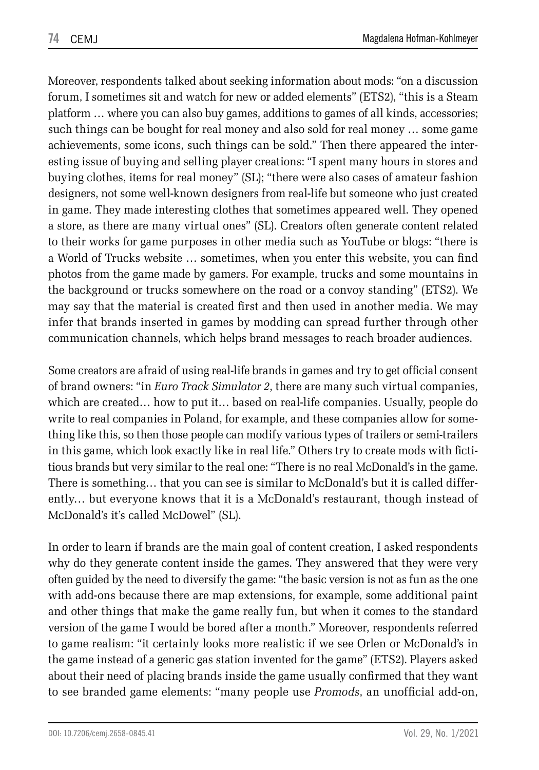Moreover, respondents talked about seeking information about mods: "on a discussion forum, I sometimes sit and watch for new or added elements" (ETS2), "this is a Steam platform … where you can also buy games, additions to games of all kinds, accessories; such things can be bought for real money and also sold for real money … some game achievements, some icons, such things can be sold." Then there appeared the interesting issue of buying and selling player creations: "I spent many hours in stores and buying clothes, items for real money" (SL); "there were also cases of amateur fashion designers, not some well-known designers from real-life but someone who just created in game. They made interesting clothes that sometimes appeared well. They opened a store, as there are many virtual ones" (SL). Creators often generate content related to their works for game purposes in other media such as YouTube or blogs: "there is a World of Trucks website … sometimes, when you enter this website, you can find photos from the game made by gamers. For example, trucks and some mountains in the background or trucks somewhere on the road or a convoy standing" (ETS2). We may say that the material is created first and then used in another media. We may infer that brands inserted in games by modding can spread further through other communication channels, which helps brand messages to reach broader audiences.

Some creators are afraid of using real-life brands in games and try to get official consent of brand owners: "in *Euro Track Simulator 2*, there are many such virtual companies, which are created… how to put it… based on real-life companies. Usually, people do write to real companies in Poland, for example, and these companies allow for something like this, so then those people can modify various types of trailers or semi-trailers in this game, which look exactly like in real life." Others try to create mods with fictitious brands but very similar to the real one: "There is no real McDonald's in the game. There is something… that you can see is similar to McDonald's but it is called differently… but everyone knows that it is a McDonald's restaurant, though instead of McDonald's it's called McDowel" (SL).

In order to learn if brands are the main goal of content creation, I asked respondents why do they generate content inside the games. They answered that they were very often guided by the need to diversify the game: "the basic version is not as fun as the one with add-ons because there are map extensions, for example, some additional paint and other things that make the game really fun, but when it comes to the standard version of the game I would be bored after a month." Moreover, respondents referred to game realism: "it certainly looks more realistic if we see Orlen or McDonald's in the game instead of a generic gas station invented for the game" (ETS2). Players asked about their need of placing brands inside the game usually confirmed that they want to see branded game elements: "many people use *Promods*, an unofficial add-on,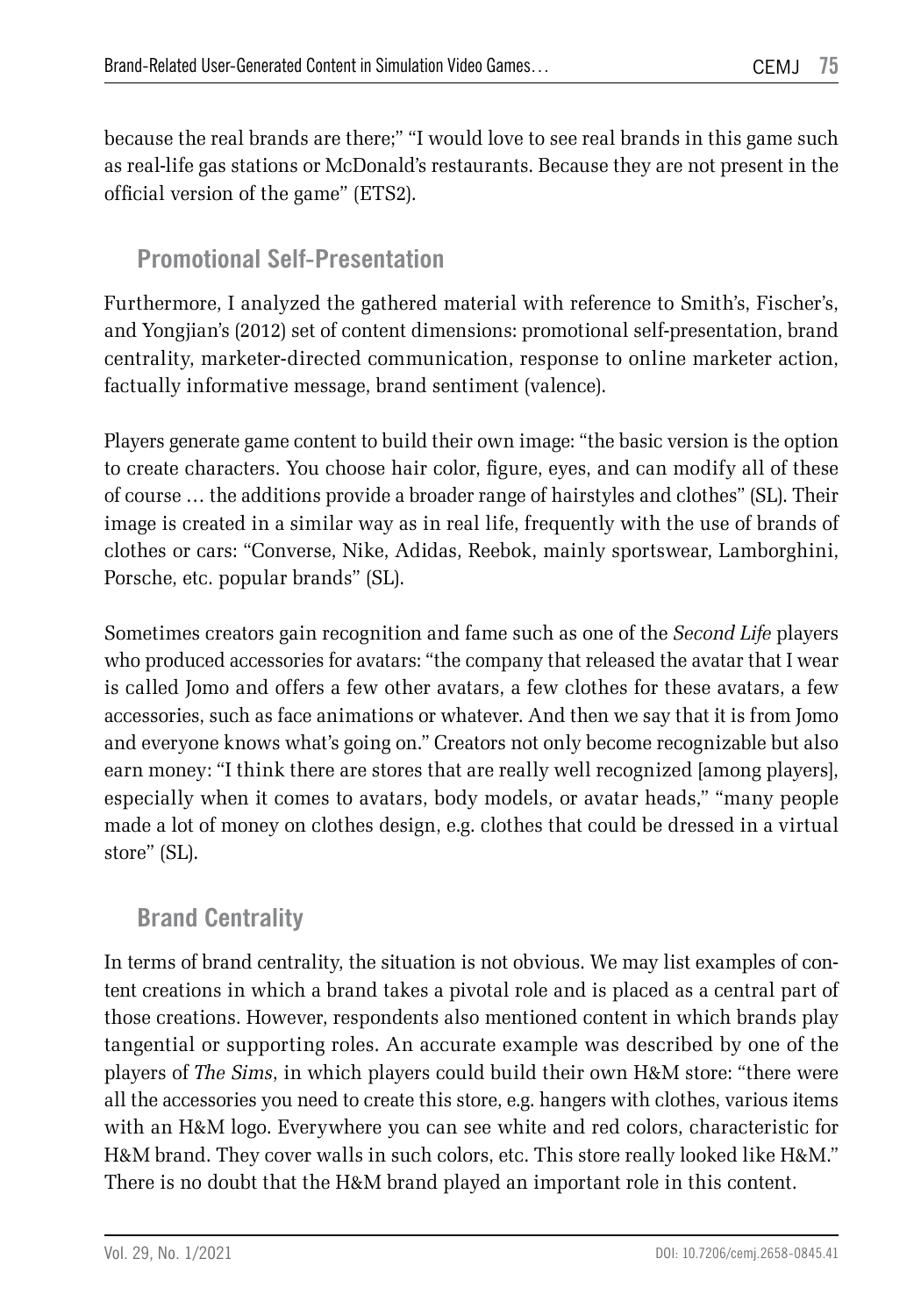because the real brands are there;" "I would love to see real brands in this game such as real-life gas stations or McDonald's restaurants. Because they are not present in the official version of the game" (ETS2).

## Promotional Self-Presentation

Furthermore, I analyzed the gathered material with reference to Smith's, Fischer's, and Yongjian's (2012) set of content dimensions: promotional self-presentation, brand centrality, marketer-directed communication, response to online marketer action, factually informative message, brand sentiment (valence).

Players generate game content to build their own image: "the basic version is the option to create characters. You choose hair color, figure, eyes, and can modify all of these of course … the additions provide a broader range of hairstyles and clothes" (SL). Their image is created in a similar way as in real life, frequently with the use of brands of clothes or cars: "Converse, Nike, Adidas, Reebok, mainly sportswear, Lamborghini, Porsche, etc. popular brands" (SL).

Sometimes creators gain recognition and fame such as one of the *Second Life* players who produced accessories for avatars: "the company that released the avatar that I wear is called Jomo and offers a few other avatars, a few clothes for these avatars, a few accessories, such as face animations or whatever. And then we say that it is from Jomo and everyone knows what's going on." Creators not only become recognizable but also earn money: "I think there are stores that are really well recognized [among players], especially when it comes to avatars, body models, or avatar heads," "many people made a lot of money on clothes design, e.g. clothes that could be dressed in a virtual store" (SL).

## Brand Centrality

In terms of brand centrality, the situation is not obvious. We may list examples of content creations in which a brand takes a pivotal role and is placed as a central part of those creations. However, respondents also mentioned content in which brands play tangential or supporting roles. An accurate example was described by one of the players of *The Sims*, in which players could build their own H&M store: "there were all the accessories you need to create this store, e.g. hangers with clothes, various items with an H&M logo. Everywhere you can see white and red colors, characteristic for H&M brand. They cover walls in such colors, etc. This store really looked like H&M." There is no doubt that the H&M brand played an important role in this content.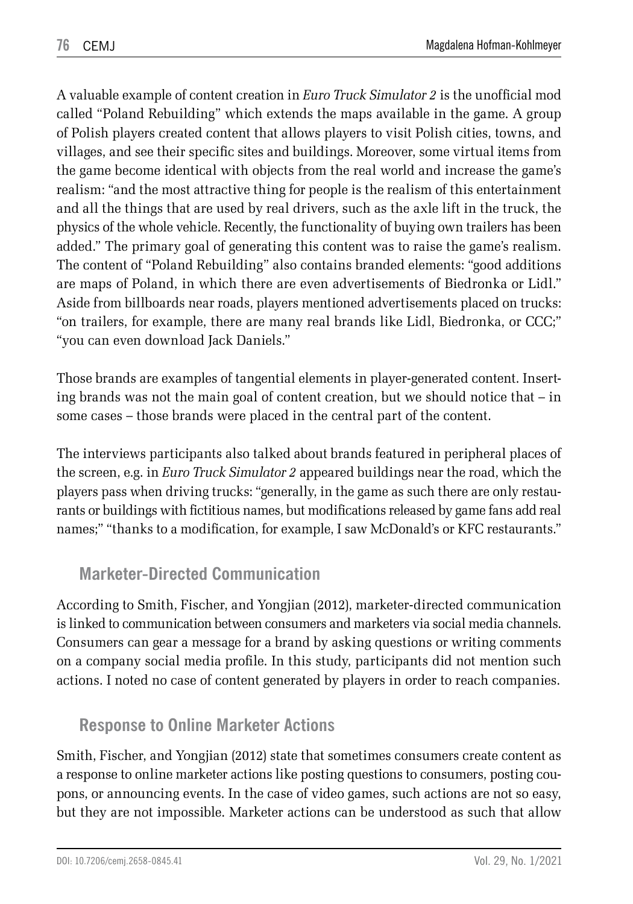A valuable example of content creation in *Euro Truck Simulator 2* is the unofficial mod called "Poland Rebuilding" which extends the maps available in the game. A group of Polish players created content that allows players to visit Polish cities, towns, and villages, and see their specific sites and buildings. Moreover, some virtual items from the game become identical with objects from the real world and increase the game's realism: "and the most attractive thing for people is the realism of this entertainment and all the things that are used by real drivers, such as the axle lift in the truck, the physics of the whole vehicle. Recently, the functionality of buying own trailers has been added." The primary goal of generating this content was to raise the game's realism. The content of "Poland Rebuilding" also contains branded elements: "good additions are maps of Poland, in which there are even advertisements of Biedronka or Lidl." Aside from billboards near roads, players mentioned advertisements placed on trucks: "on trailers, for example, there are many real brands like Lidl, Biedronka, or CCC;" "you can even download Jack Daniels."

Those brands are examples of tangential elements in player-generated content. Inserting brands was not the main goal of content creation, but we should notice that – in some cases – those brands were placed in the central part of the content.

The interviews participants also talked about brands featured in peripheral places of the screen, e.g. in *Euro Truck Simulator 2* appeared buildings near the road, which the players pass when driving trucks: "generally, in the game as such there are only restaurants or buildings with fictitious names, but modifications released by game fans add real names;" "thanks to a modification, for example, I saw McDonald's or KFC restaurants."

## Marketer-Directed Communication

According to Smith, Fischer, and Yongjian (2012), marketer-directed communication is linked to communication between consumers and marketers via social media channels. Consumers can gear a message for a brand by asking questions or writing comments on a company social media profile. In this study, participants did not mention such actions. I noted no case of content generated by players in order to reach companies.

## Response to Online Marketer Actions

Smith, Fischer, and Yongjian (2012) state that sometimes consumers create content as a response to online marketer actions like posting questions to consumers, posting coupons, or announcing events. In the case of video games, such actions are not so easy, but they are not impossible. Marketer actions can be understood as such that allow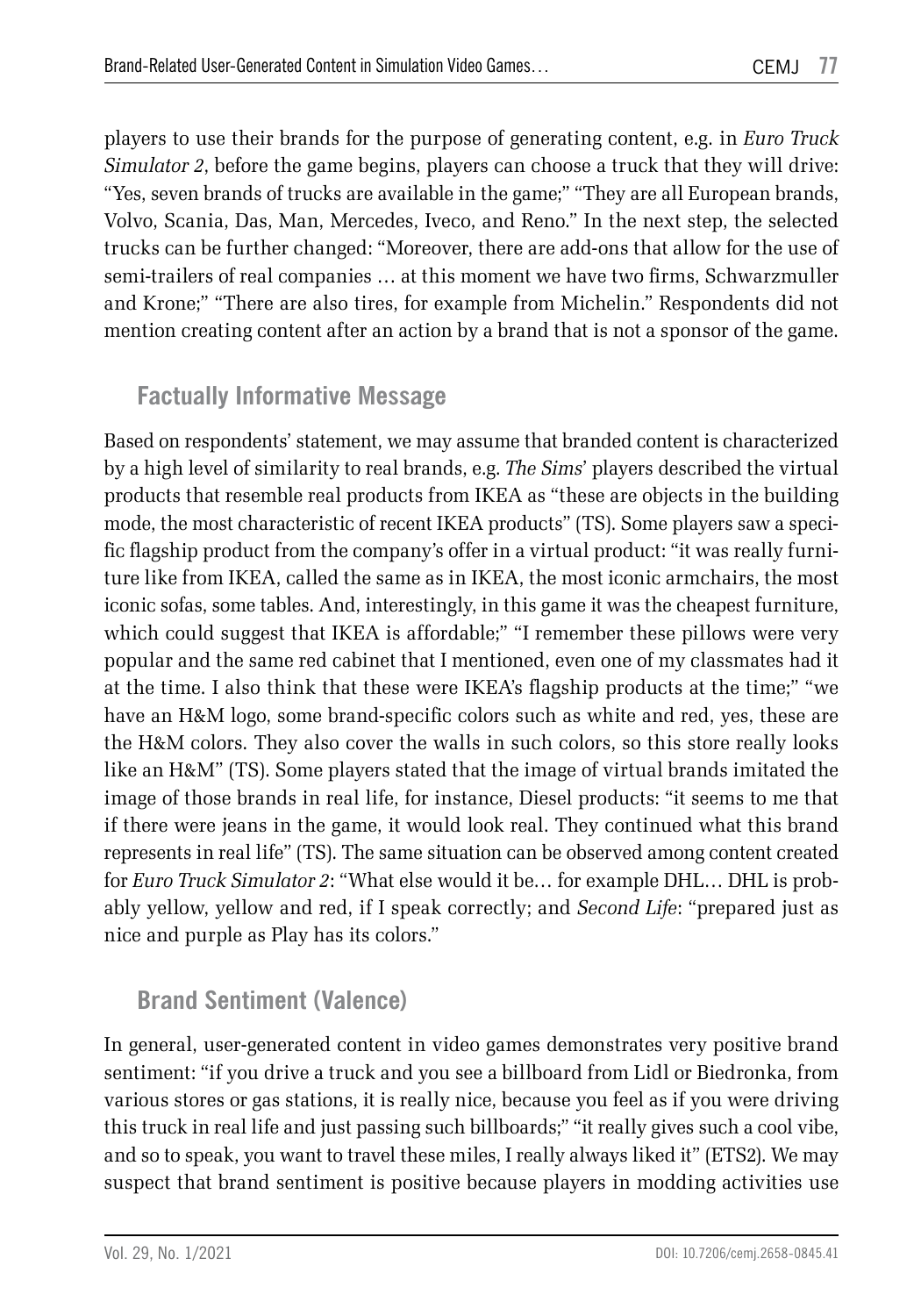players to use their brands for the purpose of generating content, e.g. in *Euro Truck Simulator 2*, before the game begins, players can choose a truck that they will drive: "Yes, seven brands of trucks are available in the game;" "They are all European brands, Volvo, Scania, Das, Man, Mercedes, Iveco, and Reno." In the next step, the selected trucks can be further changed: "Moreover, there are add-ons that allow for the use of semi-trailers of real companies … at this moment we have two firms, Schwarzmuller and Krone;" "There are also tires, for example from Michelin." Respondents did not mention creating content after an action by a brand that is not a sponsor of the game.

## Factually Informative Message

Based on respondents' statement, we may assume that branded content is characterized by a high level of similarity to real brands, e.g. *The Sims*' players described the virtual products that resemble real products from IKEA as "these are objects in the building mode, the most characteristic of recent IKEA products" (TS). Some players saw a specific flagship product from the company's offer in a virtual product: "it was really furniture like from IKEA, called the same as in IKEA, the most iconic armchairs, the most iconic sofas, some tables. And, interestingly, in this game it was the cheapest furniture, which could suggest that IKEA is affordable;" "I remember these pillows were very popular and the same red cabinet that I mentioned, even one of my classmates had it at the time. I also think that these were IKEA's flagship products at the time;" "we have an H&M logo, some brand-specific colors such as white and red, yes, these are the H&M colors. They also cover the walls in such colors, so this store really looks like an H&M" (TS). Some players stated that the image of virtual brands imitated the image of those brands in real life, for instance, Diesel products: "it seems to me that if there were jeans in the game, it would look real. They continued what this brand represents in real life" (TS). The same situation can be observed among content created for *Euro Truck Simulator 2*: "What else would it be… for example DHL… DHL is probably yellow, yellow and red, if I speak correctly; and *Second Life*: "prepared just as nice and purple as Play has its colors."

## Brand Sentiment (Valence)

In general, user-generated content in video games demonstrates very positive brand sentiment: "if you drive a truck and you see a billboard from Lidl or Biedronka, from various stores or gas stations, it is really nice, because you feel as if you were driving this truck in real life and just passing such billboards;" "it really gives such a cool vibe, and so to speak, you want to travel these miles, I really always liked it" (ETS2). We may suspect that brand sentiment is positive because players in modding activities use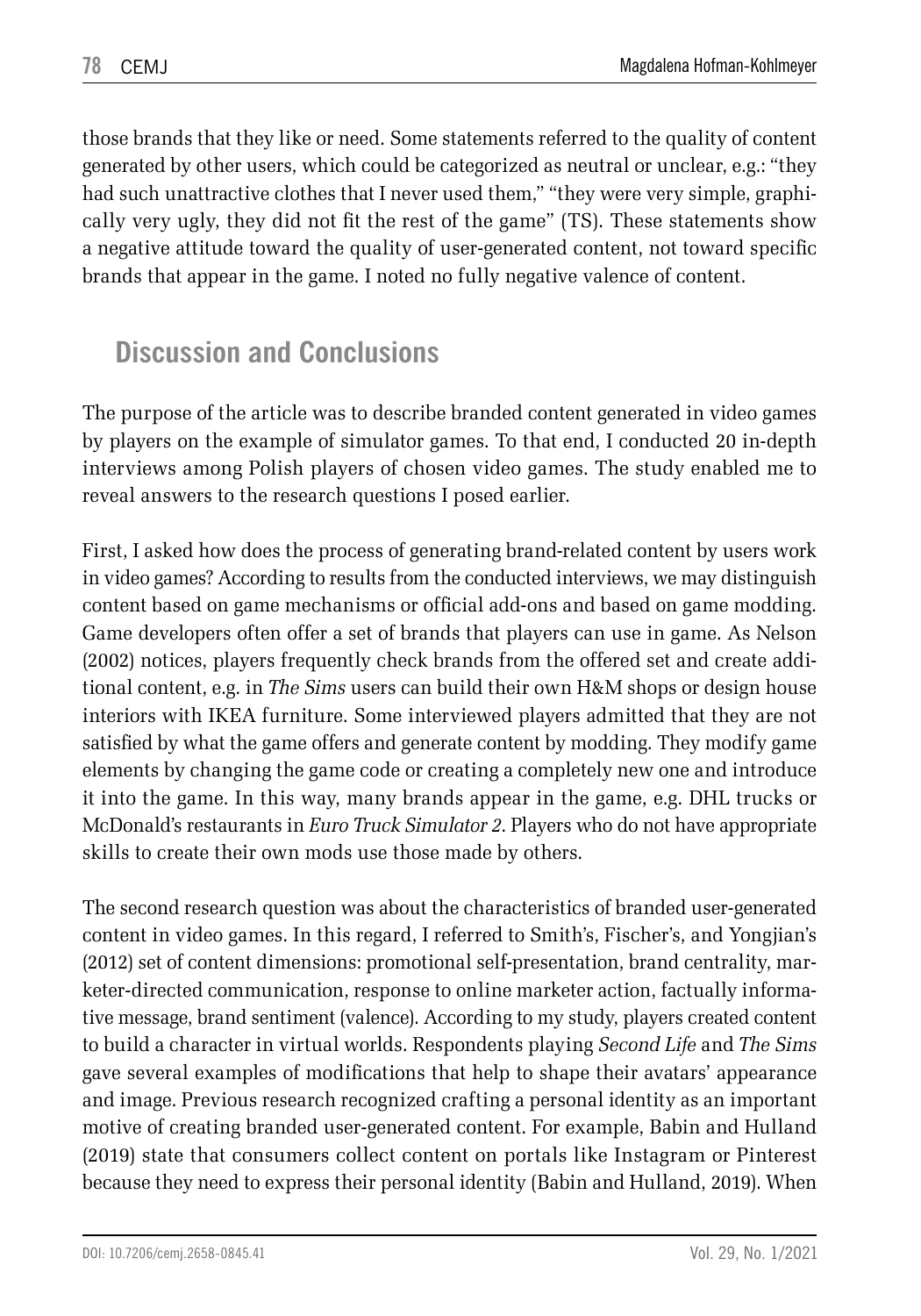those brands that they like or need. Some statements referred to the quality of content generated by other users, which could be categorized as neutral or unclear, e.g.: "they had such unattractive clothes that I never used them," "they were very simple, graphically very ugly, they did not fit the rest of the game" (TS). These statements show a negative attitude toward the quality of user-generated content, not toward specific brands that appear in the game. I noted no fully negative valence of content.

## Discussion and Conclusions

The purpose of the article was to describe branded content generated in video games by players on the example of simulator games. To that end, I conducted 20 in-depth interviews among Polish players of chosen video games. The study enabled me to reveal answers to the research questions I posed earlier.

First, I asked how does the process of generating brand-related content by users work in video games? According to results from the conducted interviews, we may distinguish content based on game mechanisms or official add-ons and based on game modding. Game developers often offer a set of brands that players can use in game. As Nelson (2002) notices, players frequently check brands from the offered set and create additional content, e.g. in *The Sims* users can build their own H&M shops or design house interiors with IKEA furniture. Some interviewed players admitted that they are not satisfied by what the game offers and generate content by modding. They modify game elements by changing the game code or creating a completely new one and introduce it into the game. In this way, many brands appear in the game, e.g. DHL trucks or McDonald's restaurants in *Euro Truck Simulator 2*. Players who do not have appropriate skills to create their own mods use those made by others.

The second research question was about the characteristics of branded user-generated content in video games. In this regard, I referred to Smith's, Fischer's, and Yongjian's (2012) set of content dimensions: promotional self-presentation, brand centrality, marketer-directed communication, response to online marketer action, factually informative message, brand sentiment (valence). According to my study, players created content to build a character in virtual worlds. Respondents playing *Second Life* and *The Sims* gave several examples of modifications that help to shape their avatars' appearance and image. Previous research recognized crafting a personal identity as an important motive of creating branded user-generated content. For example, Babin and Hulland (2019) state that consumers collect content on portals like Instagram or Pinterest because they need to express their personal identity (Babin and Hulland, 2019). When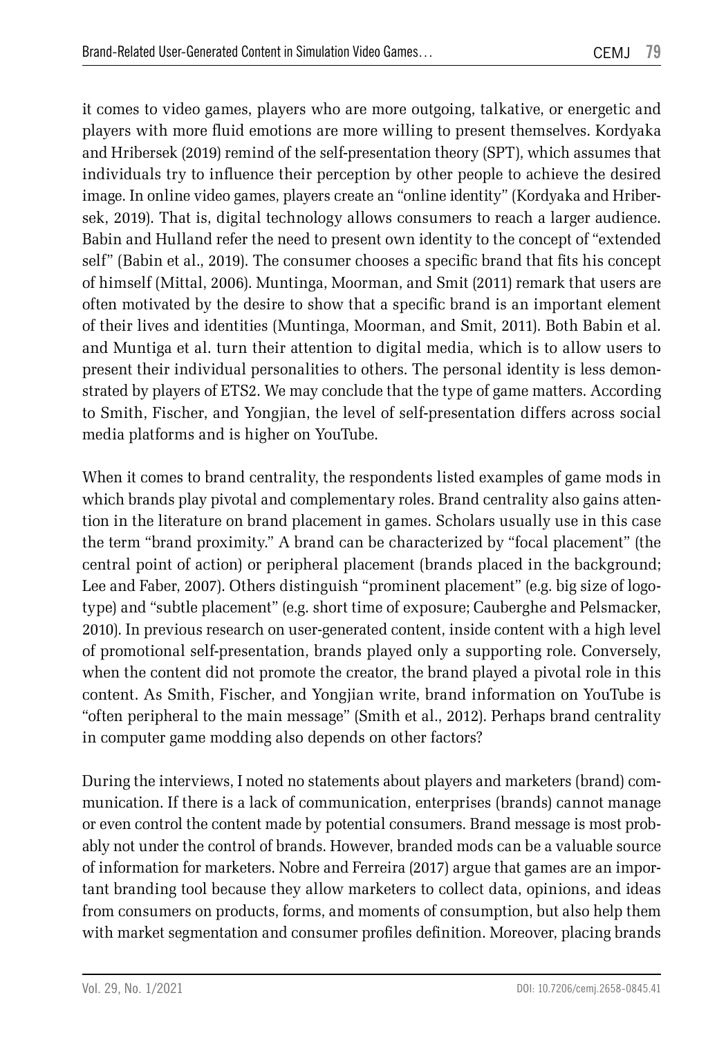it comes to video games, players who are more outgoing, talkative, or energetic and players with more fluid emotions are more willing to present themselves. Kordyaka and Hribersek (2019) remind of the self-presentation theory (SPT), which assumes that individuals try to influence their perception by other people to achieve the desired image. In online video games, players create an "online identity" (Kordyaka and Hribersek, 2019). That is, digital technology allows consumers to reach a larger audience. Babin and Hulland refer the need to present own identity to the concept of "extended self" (Babin et al., 2019). The consumer chooses a specific brand that fits his concept of himself (Mittal, 2006). Muntinga, Moorman, and Smit (2011) remark that users are often motivated by the desire to show that a specific brand is an important element of their lives and identities (Muntinga, Moorman, and Smit, 2011). Both Babin et al. and Muntiga et al. turn their attention to digital media, which is to allow users to present their individual personalities to others. The personal identity is less demonstrated by players of ETS2. We may conclude that the type of game matters. According to Smith, Fischer, and Yongjian, the level of self-presentation differs across social media platforms and is higher on YouTube.

When it comes to brand centrality, the respondents listed examples of game mods in which brands play pivotal and complementary roles. Brand centrality also gains attention in the literature on brand placement in games. Scholars usually use in this case the term "brand proximity." A brand can be characterized by "focal placement" (the central point of action) or peripheral placement (brands placed in the background; Lee and Faber, 2007). Others distinguish "prominent placement" (e.g. big size of logotype) and "subtle placement" (e.g. short time of exposure; Cauberghe and Pelsmacker, 2010). In previous research on user-generated content, inside content with a high level of promotional self-presentation, brands played only a supporting role. Conversely, when the content did not promote the creator, the brand played a pivotal role in this content. As Smith, Fischer, and Yongjian write, brand information on YouTube is "often peripheral to the main message" (Smith et al., 2012). Perhaps brand centrality in computer game modding also depends on other factors?

During the interviews, I noted no statements about players and marketers (brand) communication. If there is a lack of communication, enterprises (brands) cannot manage or even control the content made by potential consumers. Brand message is most probably not under the control of brands. However, branded mods can be a valuable source of information for marketers. Nobre and Ferreira (2017) argue that games are an important branding tool because they allow marketers to collect data, opinions, and ideas from consumers on products, forms, and moments of consumption, but also help them with market segmentation and consumer profiles definition. Moreover, placing brands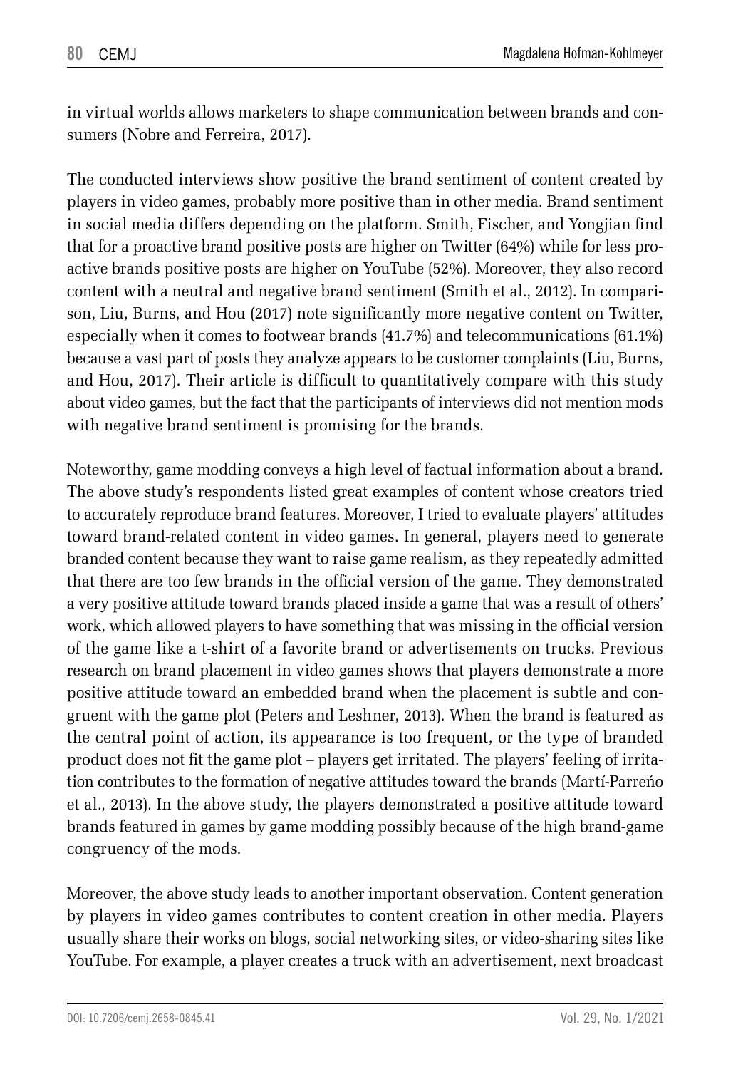in virtual worlds allows marketers to shape communication between brands and consumers (Nobre and Ferreira, 2017).

The conducted interviews show positive the brand sentiment of content created by players in video games, probably more positive than in other media. Brand sentiment in social media differs depending on the platform. Smith, Fischer, and Yongjian find that for a proactive brand positive posts are higher on Twitter (64%) while for less proactive brands positive posts are higher on YouTube (52%). Moreover, they also record content with a neutral and negative brand sentiment (Smith et al., 2012). In comparison, Liu, Burns, and Hou (2017) note significantly more negative content on Twitter, especially when it comes to footwear brands (41.7%) and telecommunications (61.1%) because a vast part of posts they analyze appears to be customer complaints (Liu, Burns, and Hou, 2017). Their article is difficult to quantitatively compare with this study about video games, but the fact that the participants of interviews did not mention mods with negative brand sentiment is promising for the brands.

Noteworthy, game modding conveys a high level of factual information about a brand. The above study's respondents listed great examples of content whose creators tried to accurately reproduce brand features. Moreover, I tried to evaluate players' attitudes toward brand-related content in video games. In general, players need to generate branded content because they want to raise game realism, as they repeatedly admitted that there are too few brands in the official version of the game. They demonstrated a very positive attitude toward brands placed inside a game that was a result of others' work, which allowed players to have something that was missing in the official version of the game like a t-shirt of a favorite brand or advertisements on trucks. Previous research on brand placement in video games shows that players demonstrate a more positive attitude toward an embedded brand when the placement is subtle and congruent with the game plot (Peters and Leshner, 2013). When the brand is featured as the central point of action, its appearance is too frequent, or the type of branded product does not fit the game plot – players get irritated. The players' feeling of irritation contributes to the formation of negative attitudes toward the brands (Martí-Parreńo et al., 2013). In the above study, the players demonstrated a positive attitude toward brands featured in games by game modding possibly because of the high brand-game congruency of the mods.

Moreover, the above study leads to another important observation. Content generation by players in video games contributes to content creation in other media. Players usually share their works on blogs, social networking sites, or video-sharing sites like YouTube. For example, a player creates a truck with an advertisement, next broadcast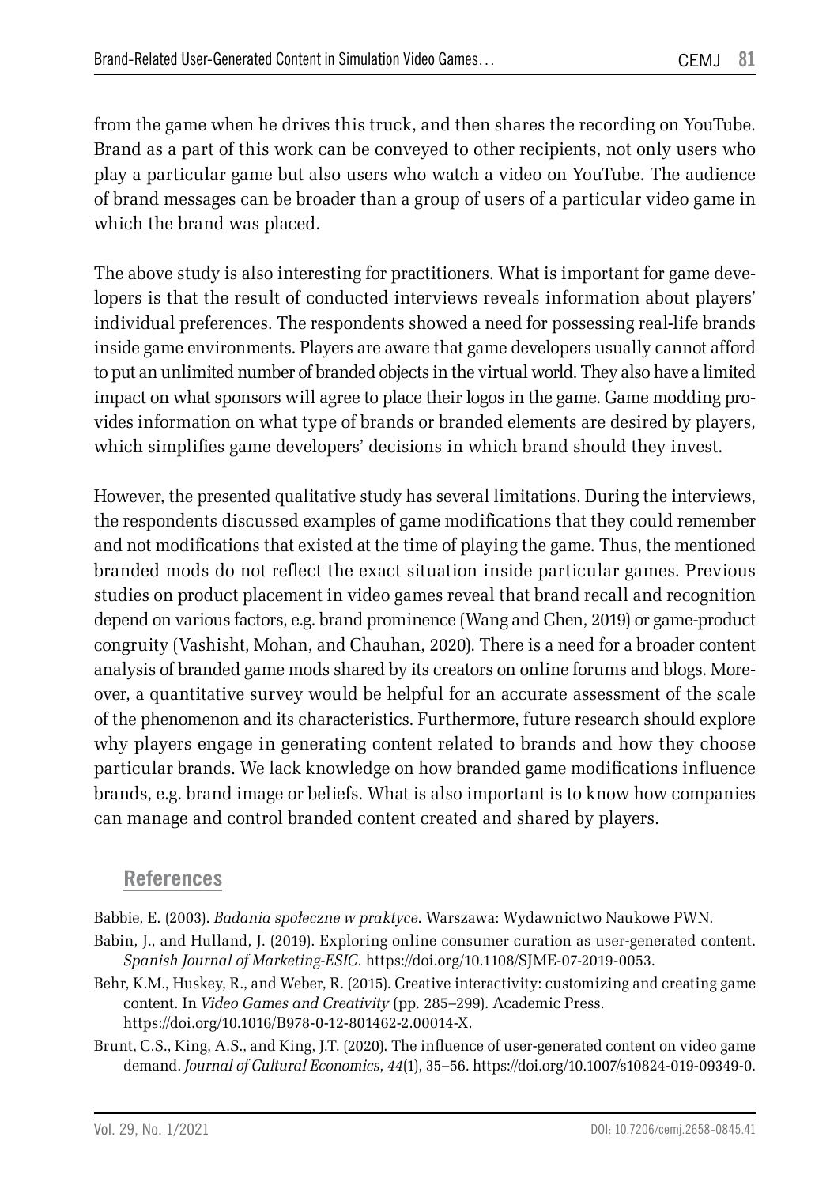from the game when he drives this truck, and then shares the recording on YouTube. Brand as a part of this work can be conveyed to other recipients, not only users who play a particular game but also users who watch a video on YouTube. The audience of brand messages can be broader than a group of users of a particular video game in which the brand was placed.

The above study is also interesting for practitioners. What is important for game developers is that the result of conducted interviews reveals information about players' individual preferences. The respondents showed a need for possessing real-life brands inside game environments. Players are aware that game developers usually cannot afford to put an unlimited number of branded objects in the virtual world. They also have a limited impact on what sponsors will agree to place their logos in the game. Game modding provides information on what type of brands or branded elements are desired by players, which simplifies game developers' decisions in which brand should they invest.

However, the presented qualitative study has several limitations. During the interviews, the respondents discussed examples of game modifications that they could remember and not modifications that existed at the time of playing the game. Thus, the mentioned branded mods do not reflect the exact situation inside particular games. Previous studies on product placement in video games reveal that brand recall and recognition depend on various factors, e.g. brand prominence (Wang and Chen, 2019) or game-product congruity (Vashisht, Mohan, and Chauhan, 2020). There is a need for a broader content analysis of branded game mods shared by its creators on online forums and blogs. Moreover, a quantitative survey would be helpful for an accurate assessment of the scale of the phenomenon and its characteristics. Furthermore, future research should explore why players engage in generating content related to brands and how they choose particular brands. We lack knowledge on how branded game modifications influence brands, e.g. brand image or beliefs. What is also important is to know how companies can manage and control branded content created and shared by players.

## References

Babbie, E. (2003). *Badania społeczne w praktyce*. Warszawa: Wydawnictwo Naukowe PWN.

Babin, J., and Hulland, J. (2019). Exploring online consumer curation as user-generated content. *Spanish Journal of Marketing-ESIC*. https://doi.org/10.1108/SJME-07-2019-0053.

Behr, K.M., Huskey, R., and Weber, R. (2015). Creative interactivity: customizing and creating game content. In *Video Games and Creativity* (pp. 285–299). Academic Press. https://doi.org/10.1016/B978-0-12-801462-2.00014-X.

Brunt, C.S., King, A.S., and King, J.T. (2020). The influence of user-generated content on video game demand. *Journal of Cultural Economics*, *44*(1), 35–56. https://doi.org/10.1007/s10824-019-09349-0.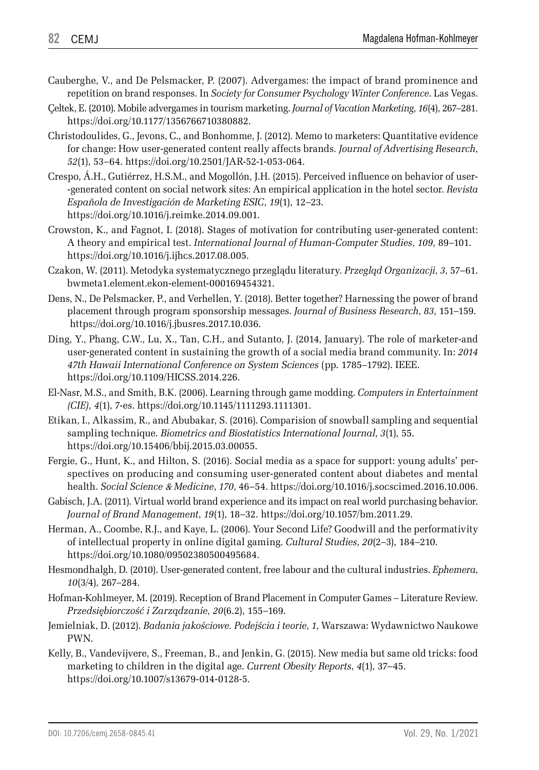Cauberghe, V., and De Pelsmacker, P. (2007). Advergames: the impact of brand prominence and repetition on brand responses. In *Society for Consumer Psychology Winter Conference*. Las Vegas.

Çeltek, E. (2010). Mobile advergames in tourism marketing. *Journal of Vacation Marketing*, *16*(4), 267–281. https://doi.org/10.1177/1356766710380882.

Christodoulides, G., Jevons, C., and Bonhomme, J. (2012). Memo to marketers: Quantitative evidence for change: How user-generated content really affects brands. *Journal of Advertising Research*, *52*(1), 53–64. https://doi.org/10.2501/JAR-52-1-053-064.

Crespo, Á.H., Gutiérrez, H.S.M., and Mogollón, J.H. (2015). Perceived influence on behavior of user-generated content on social network sites: An empirical application in the hotel sector. *Revista Española de Investigación de Marketing ESIC*, *19*(1), 12–23. https://doi.org/10.1016/j.reimke.2014.09.001.

Crowston, K., and Fagnot, I. (2018). Stages of motivation for contributing user-generated content: A theory and empirical test. *International Journal of Human-Computer Studies*, *109*, 89–101. https://doi.org/10.1016/j.ijhcs.2017.08.005.

Czakon, W. (2011). Metodyka systematycznego przeglądu literatury. *Przegląd Organizacji*, *3*, 57–61. bwmeta1.element.ekon-element-000169454321.

Dens, N., De Pelsmacker, P., and Verhellen, Y. (2018). Better together? Harnessing the power of brand placement through program sponsorship messages. *Journal of Business Research*, *83*, 151–159. https://doi.org/10.1016/j.jbusres.2017.10.036.

Ding, Y., Phang, C.W., Lu, X., Tan, C.H., and Sutanto, J. (2014, January). The role of marketer-and user-generated content in sustaining the growth of a social media brand community. In: *2014 47th Hawaii International Conference on System Sciences* (pp. 1785–1792). IEEE. https://doi.org/10.1109/HICSS.2014.226.

El-Nasr, M.S., and Smith, B.K. (2006). Learning through game modding. *Computers in Entertainment (CIE)*, *4*(1), 7-es. https://doi.org/10.1145/1111293.1111301.

Etikan, I., Alkassim, R., and Abubakar, S. (2016). Comparision of snowball sampling and sequential sampling technique. *Biometrics and Biostatistics International Journal*, *3*(1), 55. https://doi.org/10.15406/bbij.2015.03.00055.

Fergie, G., Hunt, K., and Hilton, S. (2016). Social media as a space for support: young adults' perspectives on producing and consuming user-generated content about diabetes and mental health. *Social Science & Medicine*, *170*, 46–54. https://doi.org/10.1016/j.socscimed.2016.10.006.

Gabisch, J.A. (2011). Virtual world brand experience and its impact on real world purchasing behavior. *Journal of Brand Management*, *19*(1), 18–32. https://doi.org/10.1057/bm.2011.29.

Herman, A., Coombe, R.J., and Kaye, L. (2006). Your Second Life? Goodwill and the performativity of intellectual property in online digital gaming. *Cultural Studies*, *20*(2–3), 184–210. https://doi.org/10.1080/09502380500495684.

Hesmondhalgh, D. (2010). User-generated content, free labour and the cultural industries. *Ephemera*, *10*(3/4), 267–284.

Hofman-Kohlmeyer, M. (2019). Reception of Brand Placement in Computer Games – Literature Review. *Przedsiębiorczość i Zarządzanie*, *20*(6.2), 155–169.

Jemielniak, D. (2012). *Badania jakościowe. Podejścia i teorie*, *1*, Warszawa: Wydawnictwo Naukowe PWN.

Kelly, B., Vandevijvere, S., Freeman, B., and Jenkin, G. (2015). New media but same old tricks: food marketing to children in the digital age. *Current Obesity Reports*, *4*(1), 37–45. https://doi.org/10.1007/s13679-014-0128-5.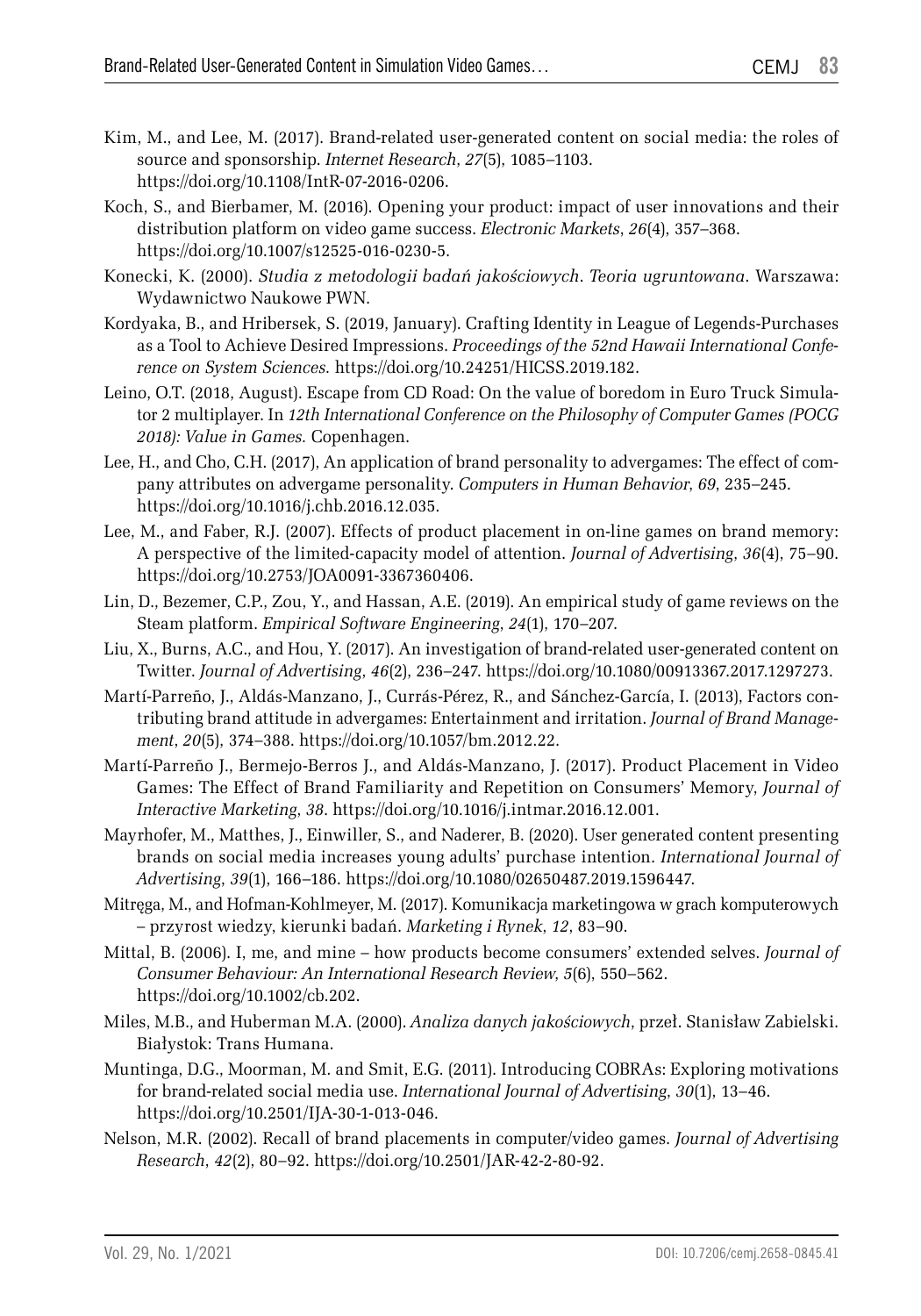Kim, M., and Lee, M. (2017). Brand-related user-generated content on social media: the roles of source and sponsorship. *Internet Research*, *27*(5), 1085–1103. https://doi.org/10.1108/IntR-07-2016-0206.

Koch, S., and Bierbamer, M. (2016). Opening your product: impact of user innovations and their distribution platform on video game success. *Electronic Markets*, *26*(4), 357–368. https://doi.org/10.1007/s12525-016-0230-5.

Konecki, K. (2000). *Studia z metodologii badań jakościowych. Teoria ugruntowana*. Warszawa: Wydawnictwo Naukowe PWN.

Kordyaka, B., and Hribersek, S. (2019, January). Crafting Identity in League of Legends-Purchases as a Tool to Achieve Desired Impressions. *Proceedings of the 52nd Hawaii International Conference on System Sciences*. https://doi.org/10.24251/HICSS.2019.182.

Leino, O.T. (2018, August). Escape from CD Road: On the value of boredom in Euro Truck Simulator 2 multiplayer. In *12th International Conference on the Philosophy of Computer Games (POCG 2018): Value in Games*. Copenhagen.

Lee, H., and Cho, C.H. (2017), An application of brand personality to advergames: The effect of company attributes on advergame personality. *Computers in Human Behavior*, *69*, 235–245. https://doi.org/10.1016/j.chb.2016.12.035.

Lee, M., and Faber, R.J. (2007). Effects of product placement in on-line games on brand memory: A perspective of the limited-capacity model of attention. *Journal of Advertising*, *36*(4), 75–90. https://doi.org/10.2753/JOA0091-3367360406.

Lin, D., Bezemer, C.P., Zou, Y., and Hassan, A.E. (2019). An empirical study of game reviews on the Steam platform. *Empirical Software Engineering*, *24*(1), 170–207.

Liu, X., Burns, A.C., and Hou, Y. (2017). An investigation of brand-related user-generated content on Twitter. *Journal of Advertising*, *46*(2), 236–247. https://doi.org/10.1080/00913367.2017.1297273.

Martí-Parreño, J., Aldás-Manzano, J., Currás-Pérez, R., and Sánchez-García, I. (2013), Factors contributing brand attitude in advergames: Entertainment and irritation. *Journal of Brand Management*, *20*(5), 374–388. https://doi.org/10.1057/bm.2012.22.

Martí-Parreño J., Bermejo-Berros J., and Aldás-Manzano, J. (2017). Product Placement in Video Games: The Effect of Brand Familiarity and Repetition on Consumers' Memory, *Journal of Interactive Marketing*, *38*. https://doi.org/10.1016/j.intmar.2016.12.001.

Mayrhofer, M., Matthes, J., Einwiller, S., and Naderer, B. (2020). User generated content presenting brands on social media increases young adults' purchase intention. *International Journal of Advertising*, *39*(1), 166–186. https://doi.org/10.1080/02650487.2019.1596447.

Mitręga, M., and Hofman-Kohlmeyer, M. (2017). Komunikacja marketingowa w grach komputerowych – przyrost wiedzy, kierunki badań. *Marketing i Rynek*, *12*, 83–90.

Mittal, B. (2006). I, me, and mine – how products become consumers' extended selves. *Journal of Consumer Behaviour: An International Research Review*, *5*(6), 550–562. https://doi.org/10.1002/cb.202.

Miles, M.B., and Huberman M.A. (2000). *Analiza danych jakościowych*, przeł. Stanisław Zabielski. Białystok: Trans Humana.

Muntinga, D.G., Moorman, M. and Smit, E.G. (2011). Introducing COBRAs: Exploring motivations for brand-related social media use. *International Journal of Advertising*, *30*(1), 13–46. https://doi.org/10.2501/IJA-30-1-013-046.

Nelson, M.R. (2002). Recall of brand placements in computer/video games. *Journal of Advertising Research*, *42*(2), 80–92. https://doi.org/10.2501/JAR-42-2-80-92.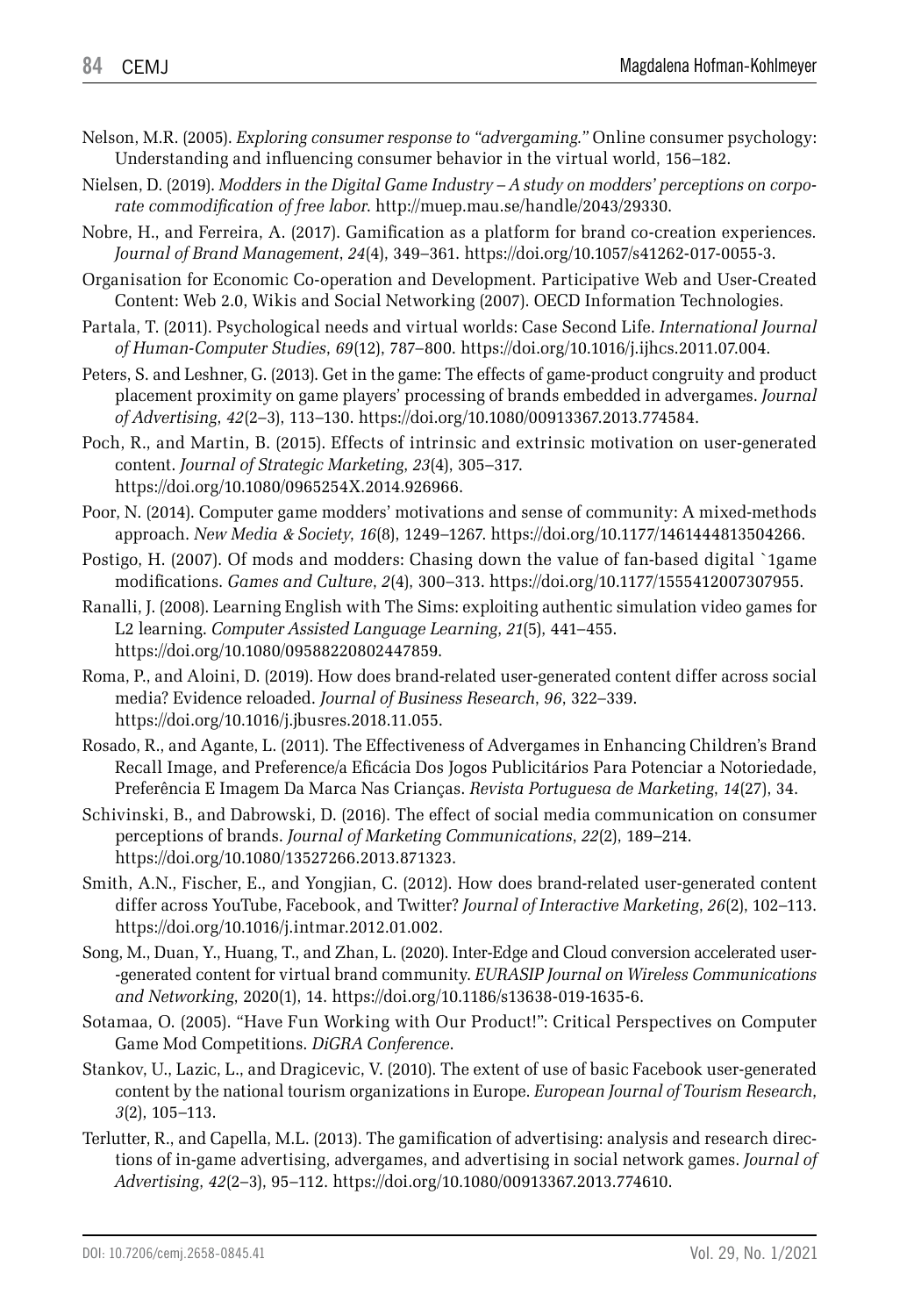Nelson, M.R. (2005). *Exploring consumer response to "advergaming."* Online consumer psychology: Understanding and influencing consumer behavior in the virtual world, 156–182.

Nielsen, D. (2019). *Modders in the Digital Game Industry – A study on modders' perceptions on corporate commodification of free labor*. http://muep.mau.se/handle/2043/29330.

Nobre, H., and Ferreira, A. (2017). Gamification as a platform for brand co-creation experiences. *Journal of Brand Management*, *24*(4), 349–361. https://doi.org/10.1057/s41262-017-0055-3.

Organisation for Economic Co-operation and Development. Participative Web and User-Created Content: Web 2.0, Wikis and Social Networking (2007). OECD Information Technologies.

Partala, T. (2011). Psychological needs and virtual worlds: Case Second Life. *International Journal of Human-Computer Studies*, *69*(12), 787–800. https://doi.org/10.1016/j.ijhcs.2011.07.004.

Peters, S. and Leshner, G. (2013). Get in the game: The effects of game-product congruity and product placement proximity on game players' processing of brands embedded in advergames. *Journal of Advertising*, *42*(2–3), 113–130. https://doi.org/10.1080/00913367.2013.774584.

Poch, R., and Martin, B. (2015). Effects of intrinsic and extrinsic motivation on user-generated content. *Journal of Strategic Marketing*, *23*(4), 305–317. https://doi.org/10.1080/0965254X.2014.926966.

Poor, N. (2014). Computer game modders' motivations and sense of community: A mixed-methods approach. *New Media & Society*, *16*(8), 1249–1267. https://doi.org/10.1177/1461444813504266.

Postigo, H. (2007). Of mods and modders: Chasing down the value of fan-based digital `1game modifications. *Games and Culture*, *2*(4), 300–313. https://doi.org/10.1177/1555412007307955.

Ranalli, J. (2008). Learning English with The Sims: exploiting authentic simulation video games for L2 learning. *Computer Assisted Language Learning*, *21*(5), 441–455. https://doi.org/10.1080/09588220802447859.

Roma, P., and Aloini, D. (2019). How does brand-related user-generated content differ across social media? Evidence reloaded. *Journal of Business Research*, *96*, 322–339. https://doi.org/10.1016/j.jbusres.2018.11.055.

Rosado, R., and Agante, L. (2011). The Effectiveness of Advergames in Enhancing Children's Brand Recall Image, and Preference/a Eficácia Dos Jogos Publicitários Para Potenciar a Notoriedade, Preferência E Imagem Da Marca Nas Crianças. *Revista Portuguesa de Marketing*, *14*(27), 34.

Schivinski, B., and Dabrowski, D. (2016). The effect of social media communication on consumer perceptions of brands. *Journal of Marketing Communications*, *22*(2), 189–214. https://doi.org/10.1080/13527266.2013.871323.

Smith, A.N., Fischer, E., and Yongjian, C. (2012). How does brand-related user-generated content differ across YouTube, Facebook, and Twitter? *Journal of Interactive Marketing*, *26*(2), 102–113. https://doi.org/10.1016/j.intmar.2012.01.002.

Song, M., Duan, Y., Huang, T., and Zhan, L. (2020). Inter-Edge and Cloud conversion accelerated user-generated content for virtual brand community. *EURASIP Journal on Wireless Communications and Networking*, 2020(1), 14. https://doi.org/10.1186/s13638-019-1635-6.

Sotamaa, O. (2005). "Have Fun Working with Our Product!": Critical Perspectives on Computer Game Mod Competitions. *DiGRA Conference*.

Stankov, U., Lazic, L., and Dragicevic, V. (2010). The extent of use of basic Facebook user-generated content by the national tourism organizations in Europe. *European Journal of Tourism Research*, *3*(2), 105–113.

Terlutter, R., and Capella, M.L. (2013). The gamification of advertising: analysis and research directions of in-game advertising, advergames, and advertising in social network games. *Journal of Advertising*, *42*(2–3), 95–112. https://doi.org/10.1080/00913367.2013.774610.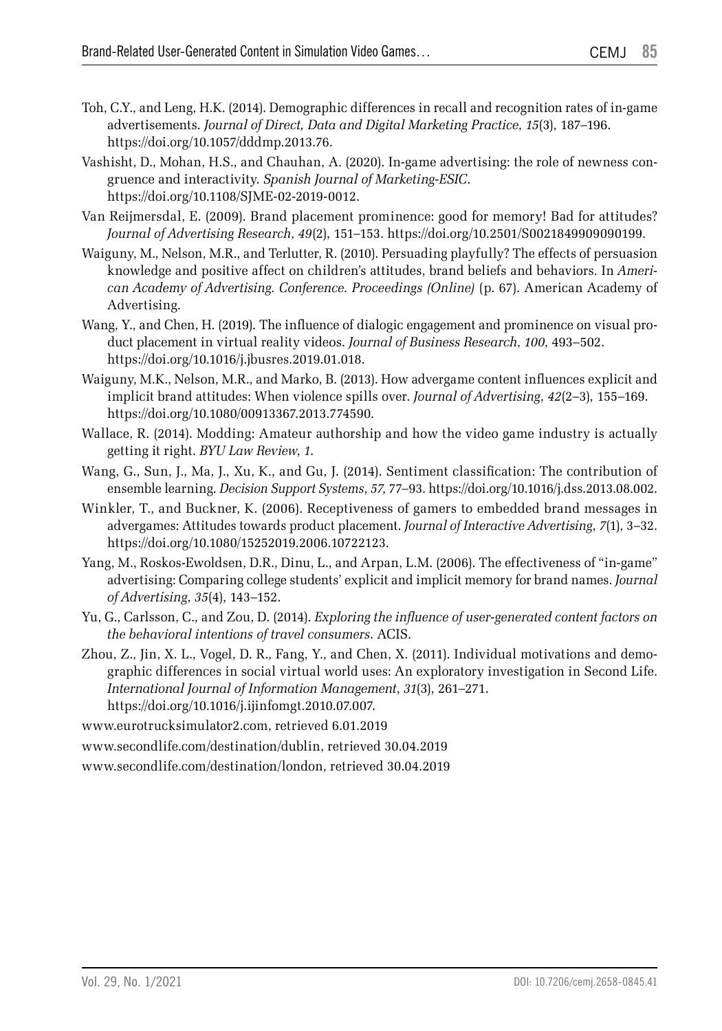Toh, C.Y., and Leng, H.K. (2014). Demographic differences in recall and recognition rates of in-game advertisements. *Journal of Direct, Data and Digital Marketing Practice*, *15*(3), 187–196. https://doi.org/10.1057/dddmp.2013.76.

Vashisht, D., Mohan, H.S., and Chauhan, A. (2020). In-game advertising: the role of newness congruence and interactivity. *Spanish Journal of Marketing-ESIC*. https://doi.org/10.1108/SJME-02-2019-0012.

Van Reijmersdal, E. (2009). Brand placement prominence: good for memory! Bad for attitudes? *Journal of Advertising Research*, *49*(2), 151–153. https://doi.org/10.2501/S0021849909090199.

Waiguny, M., Nelson, M.R., and Terlutter, R. (2010). Persuading playfully? The effects of persuasion knowledge and positive affect on children's attitudes, brand beliefs and behaviors. In *American Academy of Advertising. Conference. Proceedings (Online)* (p. 67). American Academy of Advertising.

Wang, Y., and Chen, H. (2019). The influence of dialogic engagement and prominence on visual product placement in virtual reality videos. *Journal of Business Research*, *100*, 493–502. https://doi.org/10.1016/j.jbusres.2019.01.018.

Waiguny, M.K., Nelson, M.R., and Marko, B. (2013). How advergame content influences explicit and implicit brand attitudes: When violence spills over. *Journal of Advertising*, *42*(2–3), 155–169. https://doi.org/10.1080/00913367.2013.774590.

Wallace, R. (2014). Modding: Amateur authorship and how the video game industry is actually getting it right. *BYU Law Review*, *1*.

Wang, G., Sun, J., Ma, J., Xu, K., and Gu, J. (2014). Sentiment classification: The contribution of ensemble learning. *Decision Support Systems*, *57*, 77–93. https://doi.org/10.1016/j.dss.2013.08.002.

Winkler, T., and Buckner, K. (2006). Receptiveness of gamers to embedded brand messages in advergames: Attitudes towards product placement. *Journal of Interactive Advertising*, *7*(1), 3–32. https://doi.org/10.1080/15252019.2006.10722123.

Yang, M., Roskos-Ewoldsen, D.R., Dinu, L., and Arpan, L.M. (2006). The effectiveness of "in-game" advertising: Comparing college students' explicit and implicit memory for brand names. *Journal of Advertising*, *35*(4), 143–152.

Yu, G., Carlsson, C., and Zou, D. (2014). *Exploring the influence of user-generated content factors on the behavioral intentions of travel consumers*. ACIS.

Zhou, Z., Jin, X. L., Vogel, D. R., Fang, Y., and Chen, X. (2011). Individual motivations and demographic differences in social virtual world uses: An exploratory investigation in Second Life. *International Journal of Information Management*, *31*(3), 261–271. https://doi.org/10.1016/j.ijinfomgt.2010.07.007.

www.eurotrucksimulator2.com, retrieved 6.01.2019

www.secondlife.com/destination/dublin, retrieved 30.04.2019

www.secondlife.com/destination/london, retrieved 30.04.2019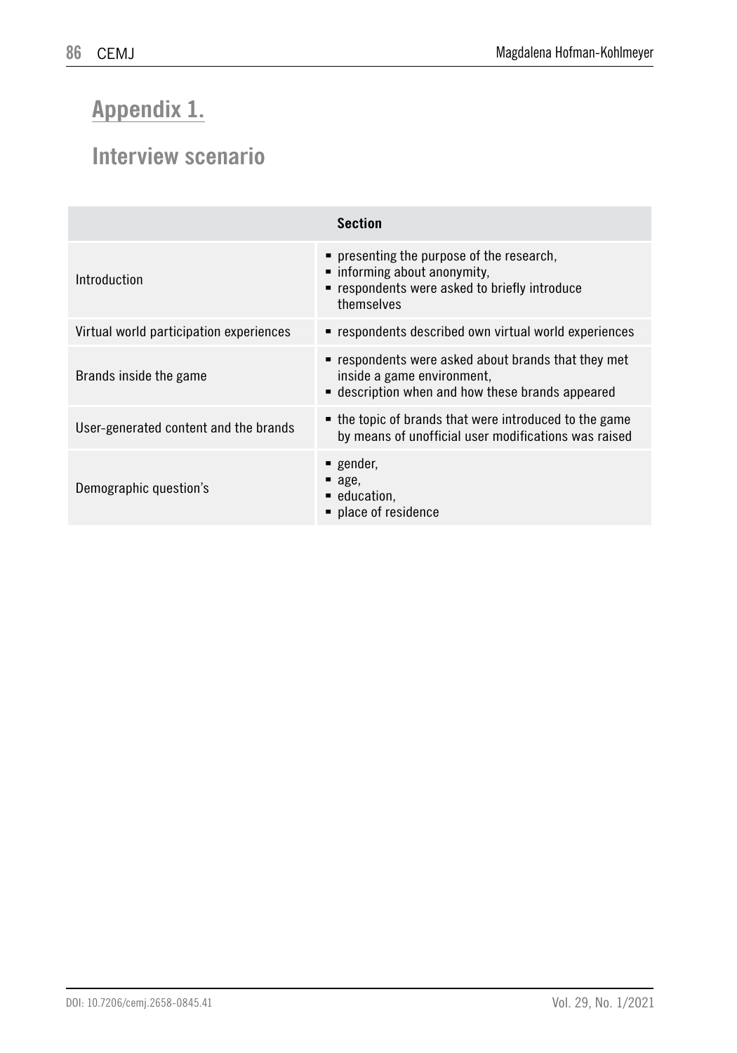## Appendix 1.

## Interview scenario

| Section | |
|---|---|
| Introduction | ▪ presenting the purpose of the research,<br>▪ informing about anonymity,<br>▪ respondents were asked to briefly introduce themselves |
| Virtual world participation experiences | ▪ respondents described own virtual world experiences |
| Brands inside the game | ▪ respondents were asked about brands that they met inside a game environment,<br>▪ description when and how these brands appeared |
| User-generated content and the brands | ▪ the topic of brands that were introduced to the game by means of unofficial user modifications was raised |
| Demographic question's | ▪ gender,<br>▪ age,<br>▪ education,<br>▪ place of residence |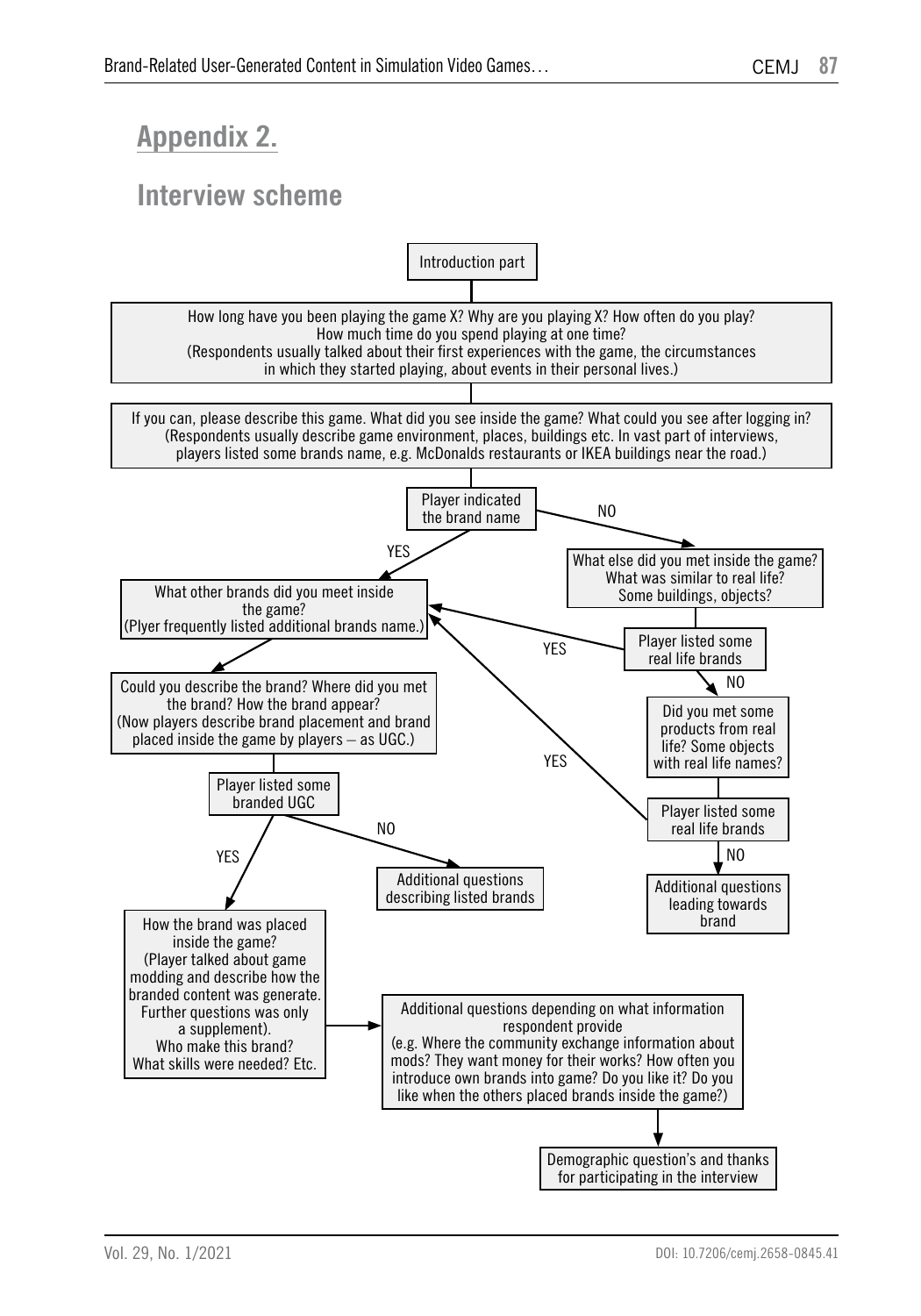## Appendix 2.

## Interview scheme

Introduction part

How long have you been playing the game X? Why are you playing X? How often do you play? How much time do you spend playing at one time? (Respondents usually talked about their first experiences with the game, the circumstances in which they started playing, about events in their personal lives.)

If you can, please describe this game. What did you see inside the game? What could you see after logging in? (Respondents usually describe game environment, places, buildings etc. In vast part of interviews, players listed some brands name, e.g. McDonalds restaurants or IKEA buildings near the road.)

Player indicated the brand name

NO

YES

What else did you met inside the game? What was similar to real life? Some buildings, objects?

What other brands did you meet inside the game? (Plyer frequently listed additional brands name.)

YES

Player listed some real life brands

NO

Could you describe the brand? Where did you met the brand? How the brand appear? (Now players describe brand placement and brand placed inside the game by players – as UGC.)

Did you met some products from real life? Some objects with real life names?

YES

Player listed some branded UGC

Player listed some real life brands

NO

NO

YES

Additional questions describing listed brands

Additional questions leading towards brand

How the brand was placed inside the game? (Player talked about game modding and describe how the branded content was generate. Further questions was only a supplement). Who make this brand? What skills were needed? Etc.

Additional questions depending on what information respondent provide (e.g. Where the community exchange information about mods? They want money for their works? How often you introduce own brands into game? Do you like it? Do you like when the others placed brands inside the game?)

Demographic question's and thanks for participating in the interview